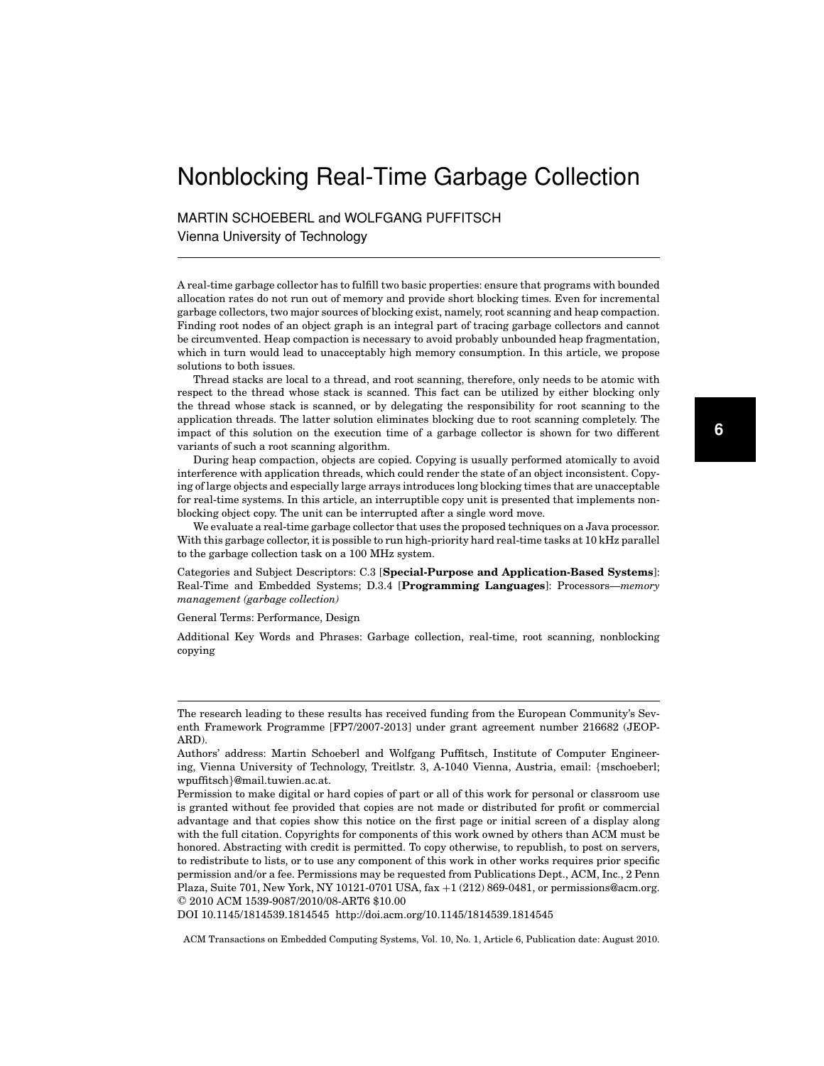# Nonblocking Real-Time Garbage Collection

MARTIN SCHOEBERL and WOLFGANG PUFFITSCH
Vienna University of Technology

---

A real-time garbage collector has to fulfill two basic properties: ensure that programs with bounded allocation rates do not run out of memory and provide short blocking times. Even for incremental garbage collectors, two major sources of blocking exist, namely, root scanning and heap compaction. Finding root nodes of an object graph is an integral part of tracing garbage collectors and cannot be circumvented. Heap compaction is necessary to avoid probably unbounded heap fragmentation, which in turn would lead to unacceptably high memory consumption. In this article, we propose solutions to both issues.

Thread stacks are local to a thread, and root scanning, therefore, only needs to be atomic with respect to the thread whose stack is scanned. This fact can be utilized by either blocking only the thread whose stack is scanned, or by delegating the responsibility for root scanning to the application threads. The latter solution eliminates blocking due to root scanning completely. The impact of this solution on the execution time of a garbage collector is shown for two different variants of such a root scanning algorithm.

During heap compaction, objects are copied. Copying is usually performed atomically to avoid interference with application threads, which could render the state of an object inconsistent. Copying of large objects and especially large arrays introduces long blocking times that are unacceptable for real-time systems. In this article, an interruptible copy unit is presented that implements nonblocking object copy. The unit can be interrupted after a single word move.

We evaluate a real-time garbage collector that uses the proposed techniques on a Java processor. With this garbage collector, it is possible to run high-priority hard real-time tasks at 10 kHz parallel to the garbage collection task on a 100 MHz system.

Categories and Subject Descriptors: C.3 [**Special-Purpose and Application-Based Systems**]: Real-Time and Embedded Systems; D.3.4 [**Programming Languages**]: Processors—*memory management (garbage collection)*

General Terms: Performance, Design

Additional Key Words and Phrases: Garbage collection, real-time, root scanning, nonblocking copying

---

The research leading to these results has received funding from the European Community's Seventh Framework Programme [FP7/2007-2013] under grant agreement number 216682 (JEOPARD).

Authors' address: Martin Schoeberl and Wolfgang Puffitsch, Institute of Computer Engineering, Vienna University of Technology, Treitlstr. 3, A-1040 Vienna, Austria, email: {mschoeberl; wpuffitsch}@mail.tuwien.ac.at.

Permission to make digital or hard copies of part or all of this work for personal or classroom use is granted without fee provided that copies are not made or distributed for profit or commercial advantage and that copies show this notice on the first page or initial screen of a display along with the full citation. Copyrights for components of this work owned by others than ACM must be honored. Abstracting with credit is permitted. To copy otherwise, to republish, to post on servers, to redistribute to lists, or to use any component of this work in other works requires prior specific permission and/or a fee. Permissions may be requested from Publications Dept., ACM, Inc., 2 Penn Plaza, Suite 701, New York, NY 10121-0701 USA, fax +1 (212) 869-0481, or permissions@acm.org.
© 2010 ACM 1539-9087/2010/08-ART6 $10.00
DOI 10.1145/1814539.1814545 http://doi.acm.org/10.1145/1814539.1814545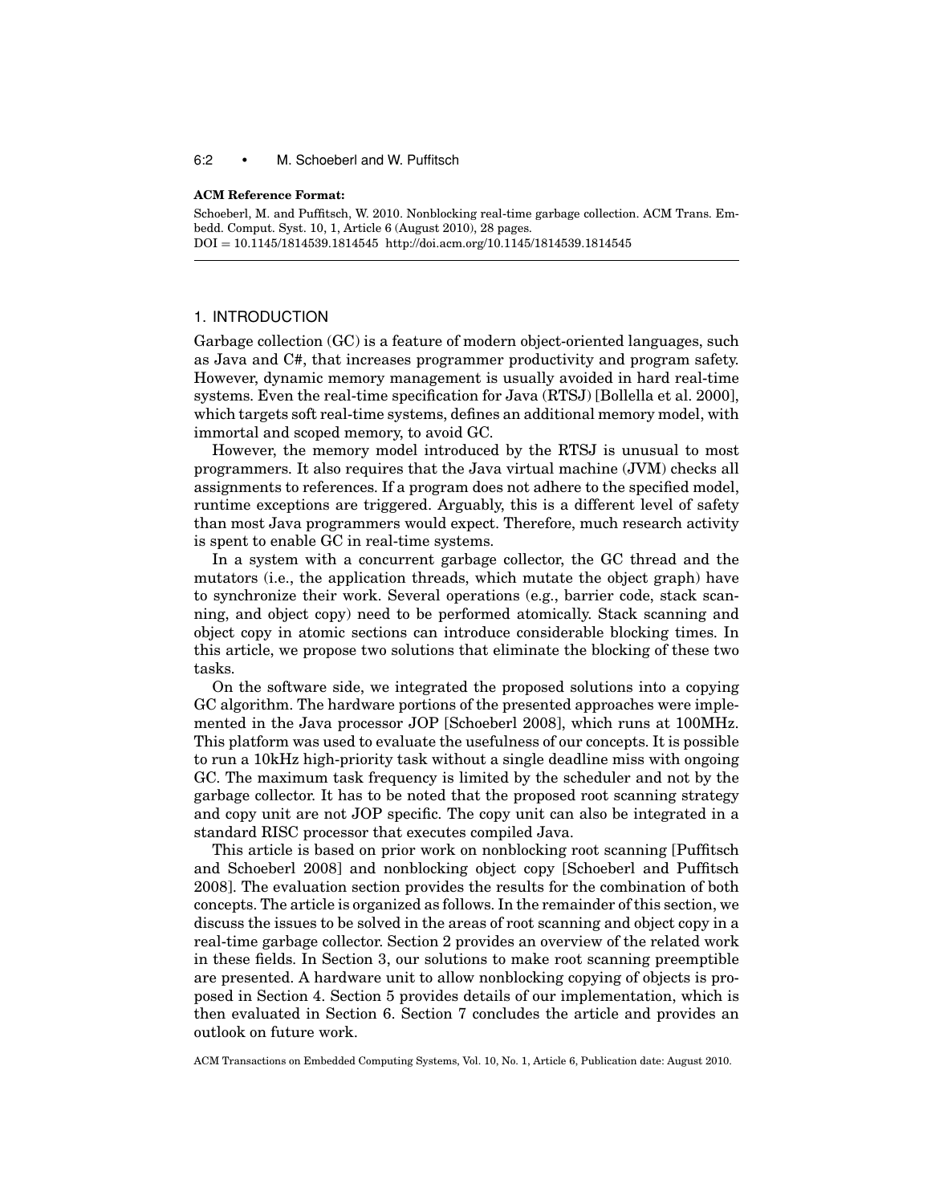**ACM Reference Format:**

Schoeberl, M. and Puffitsch, W. 2010. Nonblocking real-time garbage collection. ACM Trans. Embedd. Comput. Syst. 10, 1, Article 6 (August 2010), 28 pages.
DOI = 10.1145/1814539.1814545 http://doi.acm.org/10.1145/1814539.1814545

## 1. INTRODUCTION

Garbage collection (GC) is a feature of modern object-oriented languages, such as Java and C#, that increases programmer productivity and program safety. However, dynamic memory management is usually avoided in hard real-time systems. Even the real-time specification for Java (RTSJ) [Bollella et al. 2000], which targets soft real-time systems, defines an additional memory model, with immortal and scoped memory, to avoid GC.

However, the memory model introduced by the RTSJ is unusual to most programmers. It also requires that the Java virtual machine (JVM) checks all assignments to references. If a program does not adhere to the specified model, runtime exceptions are triggered. Arguably, this is a different level of safety than most Java programmers would expect. Therefore, much research activity is spent to enable GC in real-time systems.

In a system with a concurrent garbage collector, the GC thread and the mutators (i.e., the application threads, which mutate the object graph) have to synchronize their work. Several operations (e.g., barrier code, stack scanning, and object copy) need to be performed atomically. Stack scanning and object copy in atomic sections can introduce considerable blocking times. In this article, we propose two solutions that eliminate the blocking of these two tasks.

On the software side, we integrated the proposed solutions into a copying GC algorithm. The hardware portions of the presented approaches were implemented in the Java processor JOP [Schoeberl 2008], which runs at 100MHz. This platform was used to evaluate the usefulness of our concepts. It is possible to run a 10kHz high-priority task without a single deadline miss with ongoing GC. The maximum task frequency is limited by the scheduler and not by the garbage collector. It has to be noted that the proposed root scanning strategy and copy unit are not JOP specific. The copy unit can also be integrated in a standard RISC processor that executes compiled Java.

This article is based on prior work on nonblocking root scanning [Puffitsch and Schoeberl 2008] and nonblocking object copy [Schoeberl and Puffitsch 2008]. The evaluation section provides the results for the combination of both concepts. The article is organized as follows. In the remainder of this section, we discuss the issues to be solved in the areas of root scanning and object copy in a real-time garbage collector. Section 2 provides an overview of the related work in these fields. In Section 3, our solutions to make root scanning preemptible are presented. A hardware unit to allow nonblocking copying of objects is proposed in Section 4. Section 5 provides details of our implementation, which is then evaluated in Section 6. Section 7 concludes the article and provides an outlook on future work.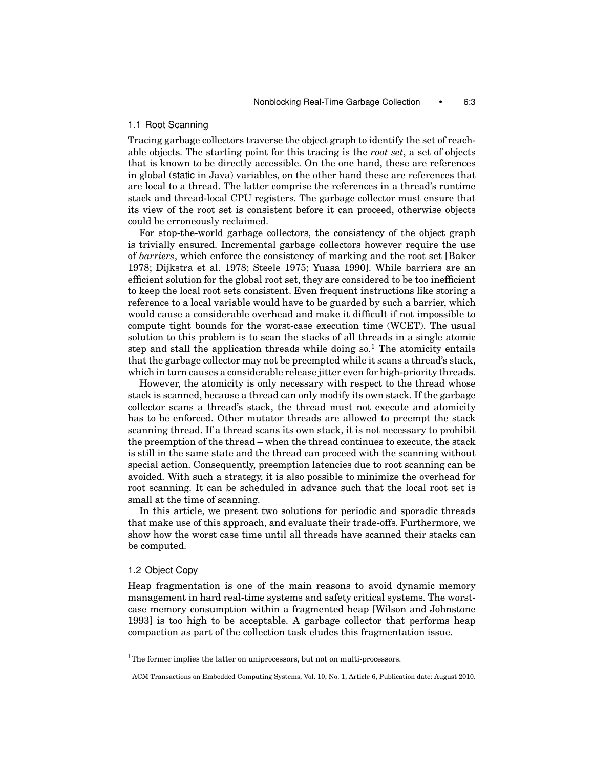### 1.1 Root Scanning

Tracing garbage collectors traverse the object graph to identify the set of reachable objects. The starting point for this tracing is the *root set*, a set of objects that is known to be directly accessible. On the one hand, these are references in global (static in Java) variables, on the other hand these are references that are local to a thread. The latter comprise the references in a thread's runtime stack and thread-local CPU registers. The garbage collector must ensure that its view of the root set is consistent before it can proceed, otherwise objects could be erroneously reclaimed.

For stop-the-world garbage collectors, the consistency of the object graph is trivially ensured. Incremental garbage collectors however require the use of *barriers*, which enforce the consistency of marking and the root set [Baker 1978; Dijkstra et al. 1978; Steele 1975; Yuasa 1990]. While barriers are an efficient solution for the global root set, they are considered to be too inefficient to keep the local root sets consistent. Even frequent instructions like storing a reference to a local variable would have to be guarded by such a barrier, which would cause a considerable overhead and make it difficult if not impossible to compute tight bounds for the worst-case execution time (WCET). The usual solution to this problem is to scan the stacks of all threads in a single atomic step and stall the application threads while doing so.[1] The atomicity entails that the garbage collector may not be preempted while it scans a thread's stack, which in turn causes a considerable release jitter even for high-priority threads.

However, the atomicity is only necessary with respect to the thread whose stack is scanned, because a thread can only modify its own stack. If the garbage collector scans a thread's stack, the thread must not execute and atomicity has to be enforced. Other mutator threads are allowed to preempt the stack scanning thread. If a thread scans its own stack, it is not necessary to prohibit the preemption of the thread – when the thread continues to execute, the stack is still in the same state and the thread can proceed with the scanning without special action. Consequently, preemption latencies due to root scanning can be avoided. With such a strategy, it is also possible to minimize the overhead for root scanning. It can be scheduled in advance such that the local root set is small at the time of scanning.

In this article, we present two solutions for periodic and sporadic threads that make use of this approach, and evaluate their trade-offs. Furthermore, we show how the worst case time until all threads have scanned their stacks can be computed.

### 1.2 Object Copy

Heap fragmentation is one of the main reasons to avoid dynamic memory management in hard real-time systems and safety critical systems. The worst-case memory consumption within a fragmented heap [Wilson and Johnstone 1993] is too high to be acceptable. A garbage collector that performs heap compaction as part of the collection task eludes this fragmentation issue.

[1] The former implies the latter on uniprocessors, but not on multi-processors.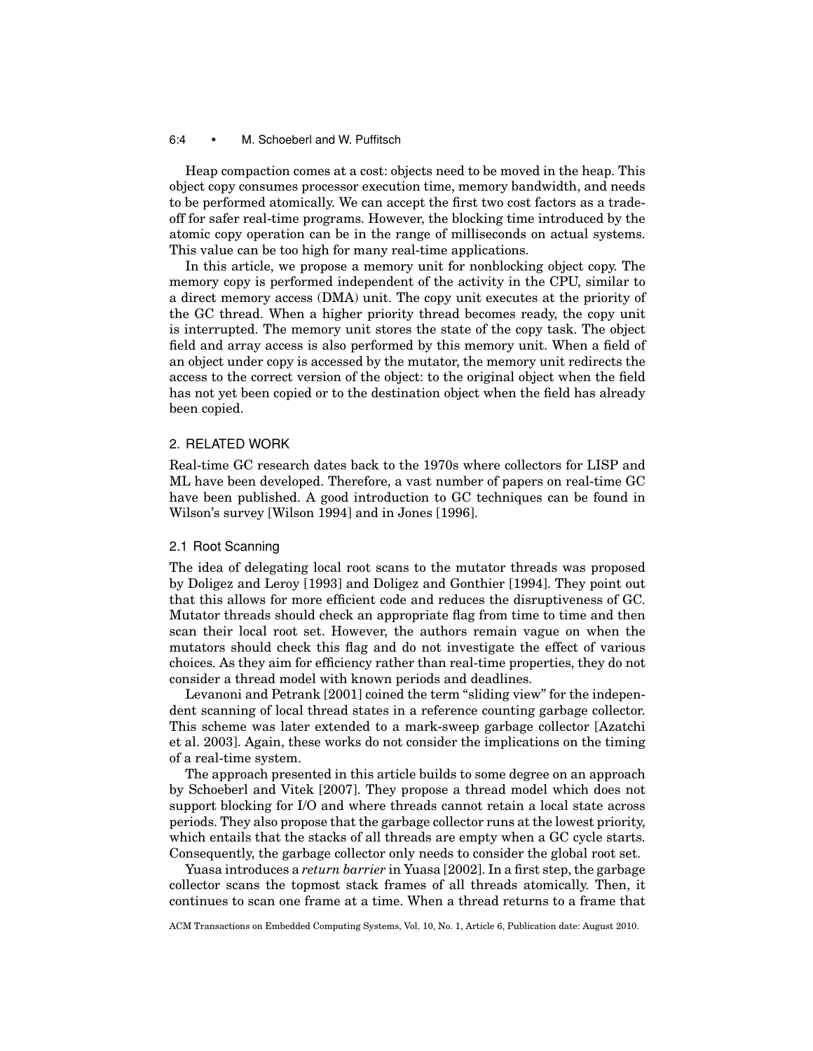Heap compaction comes at a cost: objects need to be moved in the heap. This object copy consumes processor execution time, memory bandwidth, and needs to be performed atomically. We can accept the first two cost factors as a tradeoff for safer real-time programs. However, the blocking time introduced by the atomic copy operation can be in the range of milliseconds on actual systems. This value can be too high for many real-time applications.

In this article, we propose a memory unit for nonblocking object copy. The memory copy is performed independent of the activity in the CPU, similar to a direct memory access (DMA) unit. The copy unit executes at the priority of the GC thread. When a higher priority thread becomes ready, the copy unit is interrupted. The memory unit stores the state of the copy task. The object field and array access is also performed by this memory unit. When a field of an object under copy is accessed by the mutator, the memory unit redirects the access to the correct version of the object: to the original object when the field has not yet been copied or to the destination object when the field has already been copied.

## 2. RELATED WORK

Real-time GC research dates back to the 1970s where collectors for LISP and ML have been developed. Therefore, a vast number of papers on real-time GC have been published. A good introduction to GC techniques can be found in Wilson's survey [Wilson 1994] and in Jones [1996].

### 2.1 Root Scanning

The idea of delegating local root scans to the mutator threads was proposed by Doligez and Leroy [1993] and Doligez and Gonthier [1994]. They point out that this allows for more efficient code and reduces the disruptiveness of GC. Mutator threads should check an appropriate flag from time to time and then scan their local root set. However, the authors remain vague on when the mutators should check this flag and do not investigate the effect of various choices. As they aim for efficiency rather than real-time properties, they do not consider a thread model with known periods and deadlines.

Levanoni and Petrank [2001] coined the term "sliding view" for the independent scanning of local thread states in a reference counting garbage collector. This scheme was later extended to a mark-sweep garbage collector [Azatchi et al. 2003]. Again, these works do not consider the implications on the timing of a real-time system.

The approach presented in this article builds to some degree on an approach by Schoeberl and Vitek [2007]. They propose a thread model which does not support blocking for I/O and where threads cannot retain a local state across periods. They also propose that the garbage collector runs at the lowest priority, which entails that the stacks of all threads are empty when a GC cycle starts. Consequently, the garbage collector only needs to consider the global root set.

Yuasa introduces a *return barrier* in Yuasa [2002]. In a first step, the garbage collector scans the topmost stack frames of all threads atomically. Then, it continues to scan one frame at a time. When a thread returns to a frame that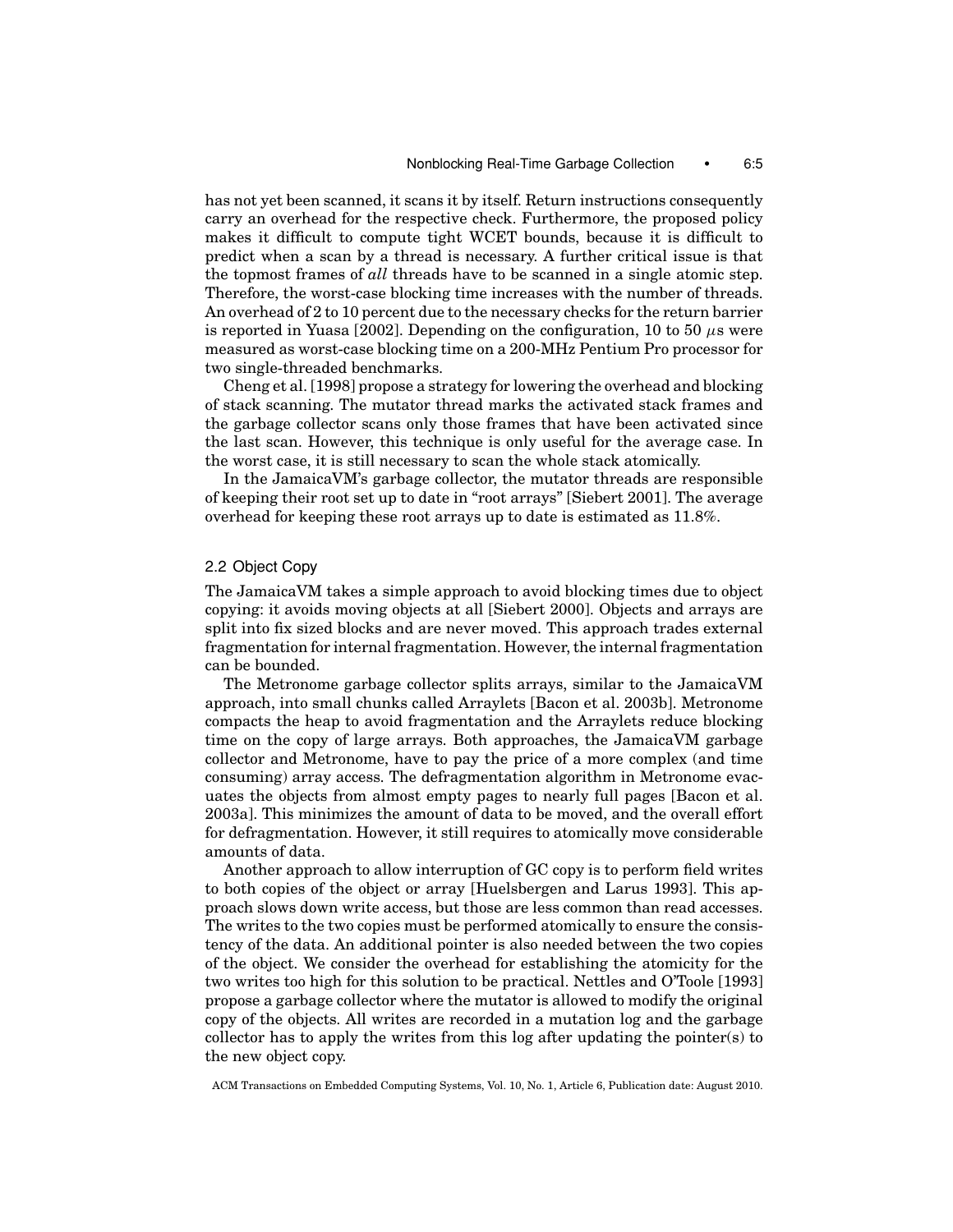has not yet been scanned, it scans it by itself. Return instructions consequently carry an overhead for the respective check. Furthermore, the proposed policy makes it difficult to compute tight WCET bounds, because it is difficult to predict when a scan by a thread is necessary. A further critical issue is that the topmost frames of *all* threads have to be scanned in a single atomic step. Therefore, the worst-case blocking time increases with the number of threads. An overhead of 2 to 10 percent due to the necessary checks for the return barrier is reported in Yuasa [2002]. Depending on the configuration, 10 to 50 $\mu$s were measured as worst-case blocking time on a 200-MHz Pentium Pro processor for two single-threaded benchmarks.

Cheng et al. [1998] propose a strategy for lowering the overhead and blocking of stack scanning. The mutator thread marks the activated stack frames and the garbage collector scans only those frames that have been activated since the last scan. However, this technique is only useful for the average case. In the worst case, it is still necessary to scan the whole stack atomically.

In the JamaicaVM's garbage collector, the mutator threads are responsible of keeping their root set up to date in "root arrays" [Siebert 2001]. The average overhead for keeping these root arrays up to date is estimated as 11.8%.

## 2.2 Object Copy

The JamaicaVM takes a simple approach to avoid blocking times due to object copying: it avoids moving objects at all [Siebert 2000]. Objects and arrays are split into fix sized blocks and are never moved. This approach trades external fragmentation for internal fragmentation. However, the internal fragmentation can be bounded.

The Metronome garbage collector splits arrays, similar to the JamaicaVM approach, into small chunks called Arraylets [Bacon et al. 2003b]. Metronome compacts the heap to avoid fragmentation and the Arraylets reduce blocking time on the copy of large arrays. Both approaches, the JamaicaVM garbage collector and Metronome, have to pay the price of a more complex (and time consuming) array access. The defragmentation algorithm in Metronome evacuates the objects from almost empty pages to nearly full pages [Bacon et al. 2003a]. This minimizes the amount of data to be moved, and the overall effort for defragmentation. However, it still requires to atomically move considerable amounts of data.

Another approach to allow interruption of GC copy is to perform field writes to both copies of the object or array [Huelsbergen and Larus 1993]. This approach slows down write access, but those are less common than read accesses. The writes to the two copies must be performed atomically to ensure the consistency of the data. An additional pointer is also needed between the two copies of the object. We consider the overhead for establishing the atomicity for the two writes too high for this solution to be practical. Nettles and O'Toole [1993] propose a garbage collector where the mutator is allowed to modify the original copy of the objects. All writes are recorded in a mutation log and the garbage collector has to apply the writes from this log after updating the pointer(s) to the new object copy.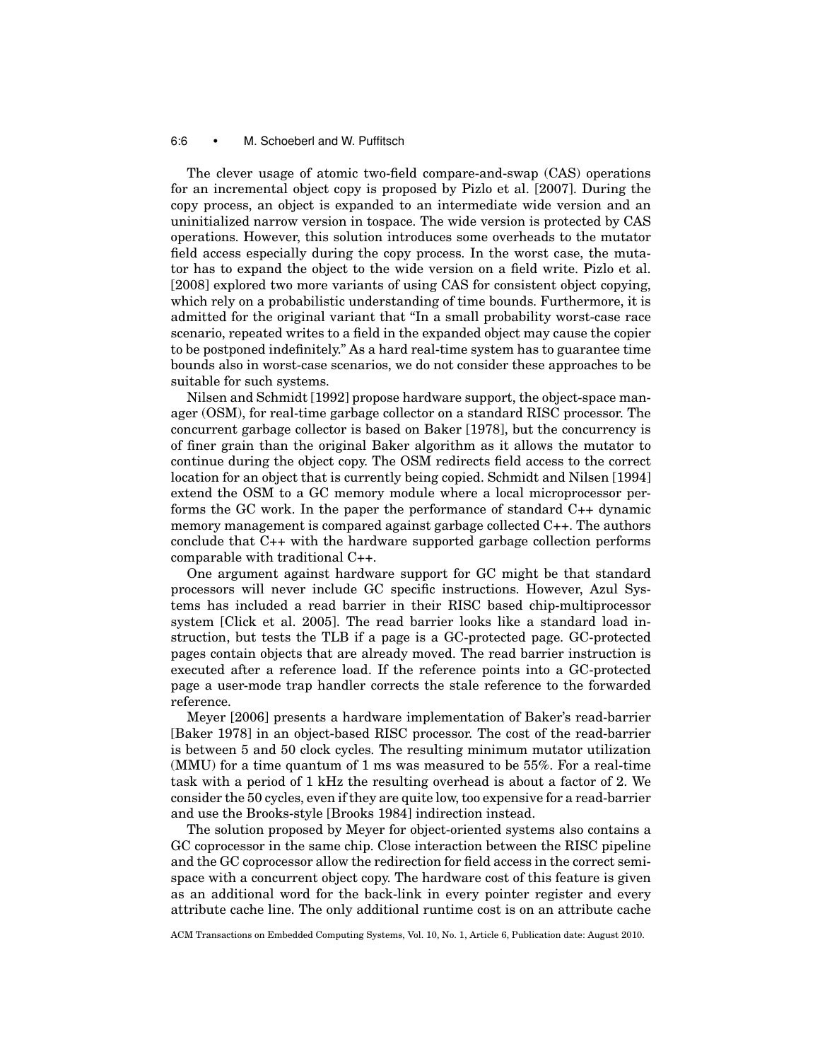The clever usage of atomic two-field compare-and-swap (CAS) operations for an incremental object copy is proposed by Pizlo et al. [2007]. During the copy process, an object is expanded to an intermediate wide version and an uninitialized narrow version in tospace. The wide version is protected by CAS operations. However, this solution introduces some overheads to the mutator field access especially during the copy process. In the worst case, the mutator has to expand the object to the wide version on a field write. Pizlo et al. [2008] explored two more variants of using CAS for consistent object copying, which rely on a probabilistic understanding of time bounds. Furthermore, it is admitted for the original variant that "In a small probability worst-case race scenario, repeated writes to a field in the expanded object may cause the copier to be postponed indefinitely." As a hard real-time system has to guarantee time bounds also in worst-case scenarios, we do not consider these approaches to be suitable for such systems.

Nilsen and Schmidt [1992] propose hardware support, the object-space manager (OSM), for real-time garbage collector on a standard RISC processor. The concurrent garbage collector is based on Baker [1978], but the concurrency is of finer grain than the original Baker algorithm as it allows the mutator to continue during the object copy. The OSM redirects field access to the correct location for an object that is currently being copied. Schmidt and Nilsen [1994] extend the OSM to a GC memory module where a local microprocessor performs the GC work. In the paper the performance of standard C++ dynamic memory management is compared against garbage collected C++. The authors conclude that C++ with the hardware supported garbage collection performs comparable with traditional C++.

One argument against hardware support for GC might be that standard processors will never include GC specific instructions. However, Azul Systems has included a read barrier in their RISC based chip-multiprocessor system [Click et al. 2005]. The read barrier looks like a standard load instruction, but tests the TLB if a page is a GC-protected page. GC-protected pages contain objects that are already moved. The read barrier instruction is executed after a reference load. If the reference points into a GC-protected page a user-mode trap handler corrects the stale reference to the forwarded reference.

Meyer [2006] presents a hardware implementation of Baker's read-barrier [Baker 1978] in an object-based RISC processor. The cost of the read-barrier is between 5 and 50 clock cycles. The resulting minimum mutator utilization (MMU) for a time quantum of 1 ms was measured to be 55%. For a real-time task with a period of 1 kHz the resulting overhead is about a factor of 2. We consider the 50 cycles, even if they are quite low, too expensive for a read-barrier and use the Brooks-style [Brooks 1984] indirection instead.

The solution proposed by Meyer for object-oriented systems also contains a GC coprocessor in the same chip. Close interaction between the RISC pipeline and the GC coprocessor allow the redirection for field access in the correct semi-space with a concurrent object copy. The hardware cost of this feature is given as an additional word for the back-link in every pointer register and every attribute cache line. The only additional runtime cost is on an attribute cache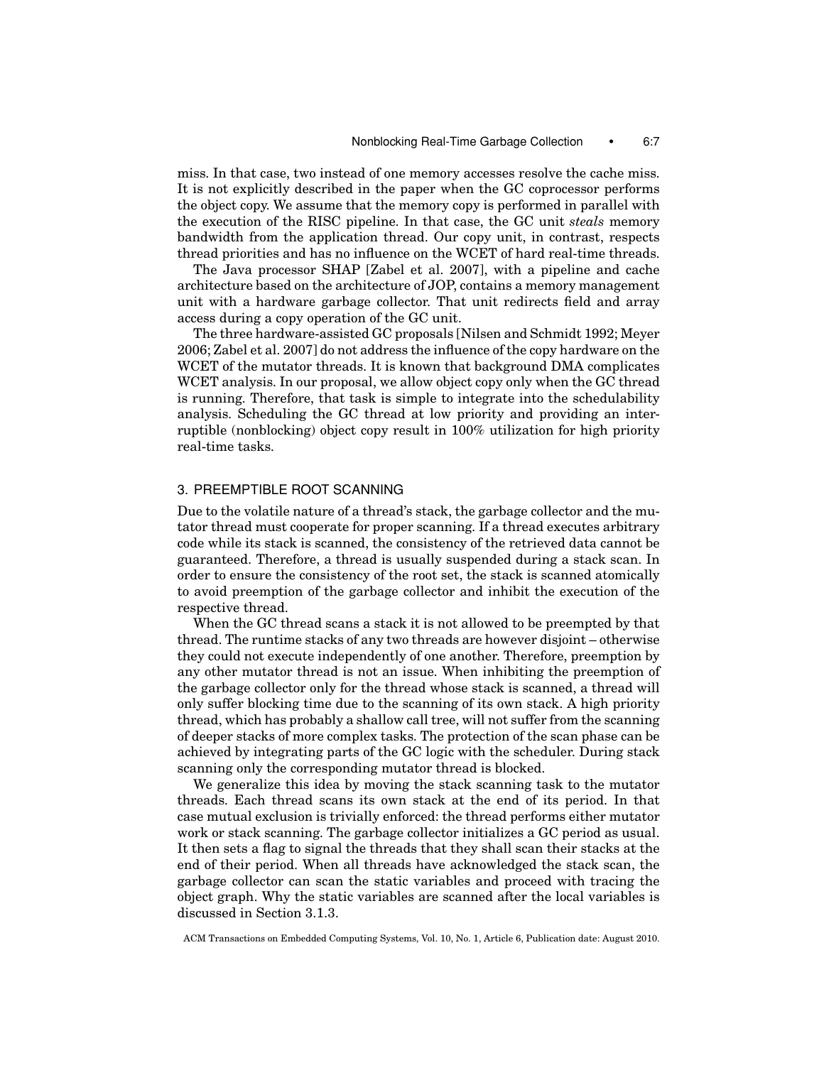miss. In that case, two instead of one memory accesses resolve the cache miss. It is not explicitly described in the paper when the GC coprocessor performs the object copy. We assume that the memory copy is performed in parallel with the execution of the RISC pipeline. In that case, the GC unit *steals* memory bandwidth from the application thread. Our copy unit, in contrast, respects thread priorities and has no influence on the WCET of hard real-time threads.

The Java processor SHAP [Zabel et al. 2007], with a pipeline and cache architecture based on the architecture of JOP, contains a memory management unit with a hardware garbage collector. That unit redirects field and array access during a copy operation of the GC unit.

The three hardware-assisted GC proposals [Nilsen and Schmidt 1992; Meyer 2006; Zabel et al. 2007] do not address the influence of the copy hardware on the WCET of the mutator threads. It is known that background DMA complicates WCET analysis. In our proposal, we allow object copy only when the GC thread is running. Therefore, that task is simple to integrate into the schedulability analysis. Scheduling the GC thread at low priority and providing an interruptible (nonblocking) object copy result in 100% utilization for high priority real-time tasks.

## 3. PREEMPTIBLE ROOT SCANNING

Due to the volatile nature of a thread's stack, the garbage collector and the mutator thread must cooperate for proper scanning. If a thread executes arbitrary code while its stack is scanned, the consistency of the retrieved data cannot be guaranteed. Therefore, a thread is usually suspended during a stack scan. In order to ensure the consistency of the root set, the stack is scanned atomically to avoid preemption of the garbage collector and inhibit the execution of the respective thread.

When the GC thread scans a stack it is not allowed to be preempted by that thread. The runtime stacks of any two threads are however disjoint – otherwise they could not execute independently of one another. Therefore, preemption by any other mutator thread is not an issue. When inhibiting the preemption of the garbage collector only for the thread whose stack is scanned, a thread will only suffer blocking time due to the scanning of its own stack. A high priority thread, which has probably a shallow call tree, will not suffer from the scanning of deeper stacks of more complex tasks. The protection of the scan phase can be achieved by integrating parts of the GC logic with the scheduler. During stack scanning only the corresponding mutator thread is blocked.

We generalize this idea by moving the stack scanning task to the mutator threads. Each thread scans its own stack at the end of its period. In that case mutual exclusion is trivially enforced: the thread performs either mutator work or stack scanning. The garbage collector initializes a GC period as usual. It then sets a flag to signal the threads that they shall scan their stacks at the end of their period. When all threads have acknowledged the stack scan, the garbage collector can scan the static variables and proceed with tracing the object graph. Why the static variables are scanned after the local variables is discussed in Section 3.1.3.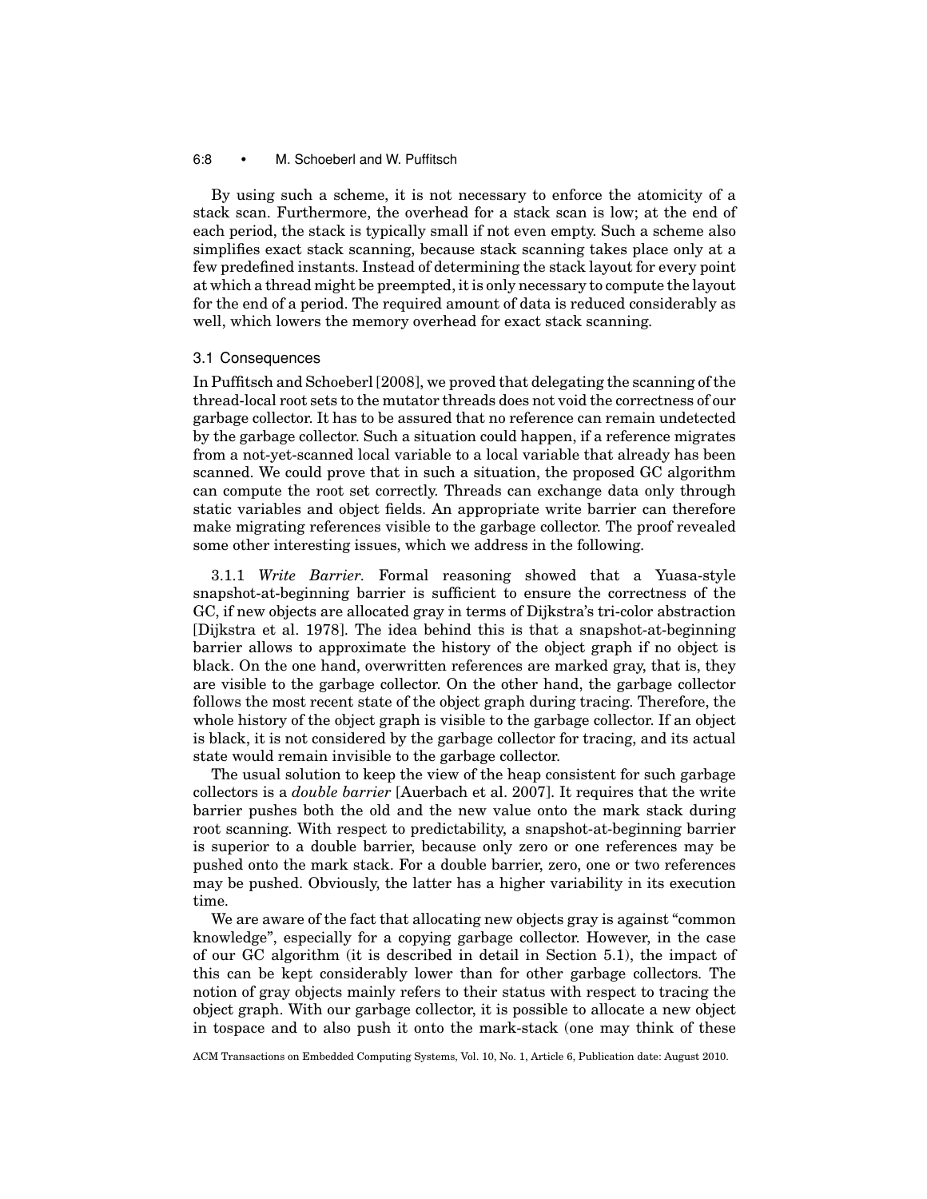By using such a scheme, it is not necessary to enforce the atomicity of a stack scan. Furthermore, the overhead for a stack scan is low; at the end of each period, the stack is typically small if not even empty. Such a scheme also simplifies exact stack scanning, because stack scanning takes place only at a few predefined instants. Instead of determining the stack layout for every point at which a thread might be preempted, it is only necessary to compute the layout for the end of a period. The required amount of data is reduced considerably as well, which lowers the memory overhead for exact stack scanning.

### 3.1 Consequences

In Puffitsch and Schoeberl [2008], we proved that delegating the scanning of the thread-local root sets to the mutator threads does not void the correctness of our garbage collector. It has to be assured that no reference can remain undetected by the garbage collector. Such a situation could happen, if a reference migrates from a not-yet-scanned local variable to a local variable that already has been scanned. We could prove that in such a situation, the proposed GC algorithm can compute the root set correctly. Threads can exchange data only through static variables and object fields. An appropriate write barrier can therefore make migrating references visible to the garbage collector. The proof revealed some other interesting issues, which we address in the following.

3.1.1 *Write Barrier*. Formal reasoning showed that a Yuasa-style snapshot-at-beginning barrier is sufficient to ensure the correctness of the GC, if new objects are allocated gray in terms of Dijkstra's tri-color abstraction [Dijkstra et al. 1978]. The idea behind this is that a snapshot-at-beginning barrier allows to approximate the history of the object graph if no object is black. On the one hand, overwritten references are marked gray, that is, they are visible to the garbage collector. On the other hand, the garbage collector follows the most recent state of the object graph during tracing. Therefore, the whole history of the object graph is visible to the garbage collector. If an object is black, it is not considered by the garbage collector for tracing, and its actual state would remain invisible to the garbage collector.

The usual solution to keep the view of the heap consistent for such garbage collectors is a *double barrier* [Auerbach et al. 2007]. It requires that the write barrier pushes both the old and the new value onto the mark stack during root scanning. With respect to predictability, a snapshot-at-beginning barrier is superior to a double barrier, because only zero or one references may be pushed onto the mark stack. For a double barrier, zero, one or two references may be pushed. Obviously, the latter has a higher variability in its execution time.

We are aware of the fact that allocating new objects gray is against "common knowledge", especially for a copying garbage collector. However, in the case of our GC algorithm (it is described in detail in Section 5.1), the impact of this can be kept considerably lower than for other garbage collectors. The notion of gray objects mainly refers to their status with respect to tracing the object graph. With our garbage collector, it is possible to allocate a new object in tospace and to also push it onto the mark-stack (one may think of these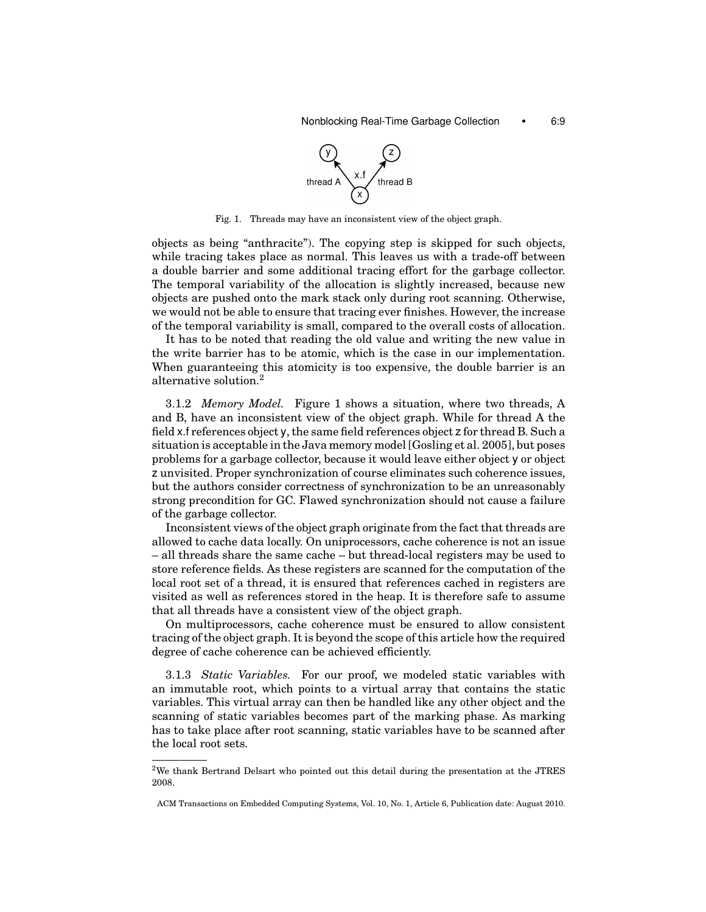Fig. 1. Threads may have an inconsistent view of the object graph.

objects as being "anthracite"). The copying step is skipped for such objects, while tracing takes place as normal. This leaves us with a trade-off between a double barrier and some additional tracing effort for the garbage collector. The temporal variability of the allocation is slightly increased, because new objects are pushed onto the mark stack only during root scanning. Otherwise, we would not be able to ensure that tracing ever finishes. However, the increase of the temporal variability is small, compared to the overall costs of allocation.

It has to be noted that reading the old value and writing the new value in the write barrier has to be atomic, which is the case in our implementation. When guaranteeing this atomicity is too expensive, the double barrier is an alternative solution.[2]

3.1.2 *Memory Model.* Figure 1 shows a situation, where two threads, A and B, have an inconsistent view of the object graph. While for thread A the field x.f references object y, the same field references object z for thread B. Such a situation is acceptable in the Java memory model [Gosling et al. 2005], but poses problems for a garbage collector, because it would leave either object y or object z unvisited. Proper synchronization of course eliminates such coherence issues, but the authors consider correctness of synchronization to be an unreasonably strong precondition for GC. Flawed synchronization should not cause a failure of the garbage collector.

Inconsistent views of the object graph originate from the fact that threads are allowed to cache data locally. On uniprocessors, cache coherence is not an issue – all threads share the same cache – but thread-local registers may be used to store reference fields. As these registers are scanned for the computation of the local root set of a thread, it is ensured that references cached in registers are visited as well as references stored in the heap. It is therefore safe to assume that all threads have a consistent view of the object graph.

On multiprocessors, cache coherence must be ensured to allow consistent tracing of the object graph. It is beyond the scope of this article how the required degree of cache coherence can be achieved efficiently.

3.1.3 *Static Variables.* For our proof, we modeled static variables with an immutable root, which points to a virtual array that contains the static variables. This virtual array can then be handled like any other object and the scanning of static variables becomes part of the marking phase. As marking has to take place after root scanning, static variables have to be scanned after the local root sets.

[2]We thank Bertrand Delsart who pointed out this detail during the presentation at the JTRES 2008.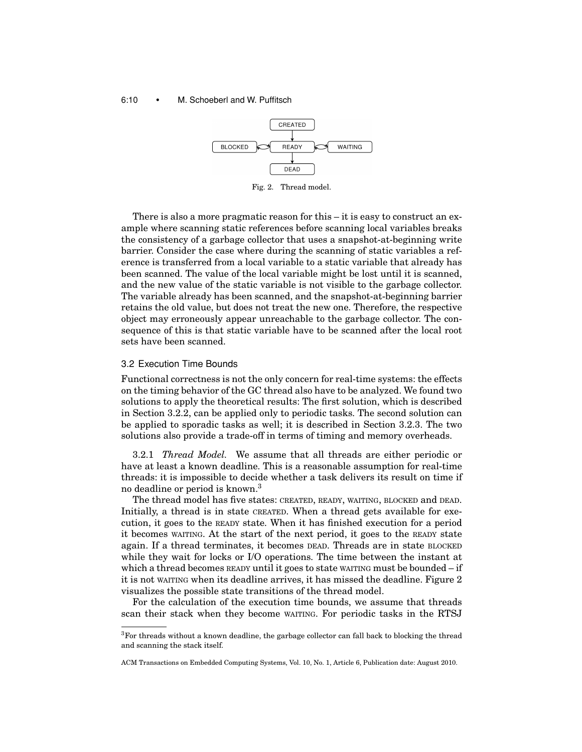Fig. 2. Thread model.

There is also a more pragmatic reason for this – it is easy to construct an example where scanning static references before scanning local variables breaks the consistency of a garbage collector that uses a snapshot-at-beginning write barrier. Consider the case where during the scanning of static variables a reference is transferred from a local variable to a static variable that already has been scanned. The value of the local variable might be lost until it is scanned, and the new value of the static variable is not visible to the garbage collector. The variable already has been scanned, and the snapshot-at-beginning barrier retains the old value, but does not treat the new one. Therefore, the respective object may erroneously appear unreachable to the garbage collector. The consequence of this is that static variable have to be scanned after the local root sets have been scanned.

### 3.2 Execution Time Bounds

Functional correctness is not the only concern for real-time systems: the effects on the timing behavior of the GC thread also have to be analyzed. We found two solutions to apply the theoretical results: The first solution, which is described in Section 3.2.2, can be applied only to periodic tasks. The second solution can be applied to sporadic tasks as well; it is described in Section 3.2.3. The two solutions also provide a trade-off in terms of timing and memory overheads.

3.2.1 *Thread Model.* We assume that all threads are either periodic or have at least a known deadline. This is a reasonable assumption for real-time threads: it is impossible to decide whether a task delivers its result on time if no deadline or period is known.[3]

The thread model has five states: CREATED, READY, WAITING, BLOCKED and DEAD. Initially, a thread is in state CREATED. When a thread gets available for execution, it goes to the READY state. When it has finished execution for a period it becomes WAITING. At the start of the next period, it goes to the READY state again. If a thread terminates, it becomes DEAD. Threads are in state BLOCKED while they wait for locks or I/O operations. The time between the instant at which a thread becomes READY until it goes to state WAITING must be bounded – if it is not WAITING when its deadline arrives, it has missed the deadline. Figure 2 visualizes the possible state transitions of the thread model.

For the calculation of the execution time bounds, we assume that threads scan their stack when they become WAITING. For periodic tasks in the RTSJ

[3]For threads without a known deadline, the garbage collector can fall back to blocking the thread and scanning the stack itself.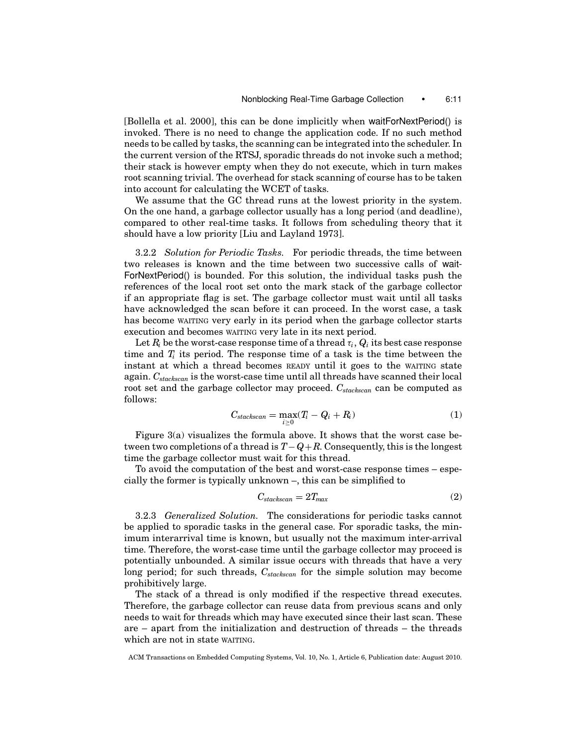[Bollella et al. 2000], this can be done implicitly when waitForNextPeriod() is invoked. There is no need to change the application code. If no such method needs to be called by tasks, the scanning can be integrated into the scheduler. In the current version of the RTSJ, sporadic threads do not invoke such a method; their stack is however empty when they do not execute, which in turn makes root scanning trivial. The overhead for stack scanning of course has to be taken into account for calculating the WCET of tasks.

We assume that the GC thread runs at the lowest priority in the system. On the one hand, a garbage collector usually has a long period (and deadline), compared to other real-time tasks. It follows from scheduling theory that it should have a low priority [Liu and Layland 1973].

### 3.2.2 *Solution for Periodic Tasks.*

For periodic threads, the time between two releases is known and the time between two successive calls of waitForNextPeriod() is bounded. For this solution, the individual tasks push the references of the local root set onto the mark stack of the garbage collector if an appropriate flag is set. The garbage collector must wait until all tasks have acknowledged the scan before it can proceed. In the worst case, a task has become WAITING very early in its period when the garbage collector starts execution and becomes WAITING very late in its next period.

Let $R_i$ be the worst-case response time of a thread $\tau_i$, $Q_i$ its best case response time and $T_i$ its period. The response time of a task is the time between the instant at which a thread becomes READY until it goes to the WAITING state again. $C_{stackscan}$ is the worst-case time until all threads have scanned their local root set and the garbage collector may proceed. $C_{stackscan}$ can be computed as follows:

$$C_{stackscan} = \max_{i \geq 0}(T_i - Q_i + R_i) \tag{1}$$

Figure 3(a) visualizes the formula above. It shows that the worst case between two completions of a thread is $T - Q + R$. Consequently, this is the longest time the garbage collector must wait for this thread.

To avoid the computation of the best and worst-case response times – especially the former is typically unknown –, this can be simplified to

$$C_{stackscan} = 2T_{max} \tag{2}$$

### 3.2.3 *Generalized Solution.*

The considerations for periodic tasks cannot be applied to sporadic tasks in the general case. For sporadic tasks, the minimum interarrival time is known, but usually not the maximum inter-arrival time. Therefore, the worst-case time until the garbage collector may proceed is potentially unbounded. A similar issue occurs with threads that have a very long period; for such threads, $C_{stackscan}$ for the simple solution may become prohibitively large.

The stack of a thread is only modified if the respective thread executes. Therefore, the garbage collector can reuse data from previous scans and only needs to wait for threads which may have executed since their last scan. These are – apart from the initialization and destruction of threads – the threads which are not in state WAITING.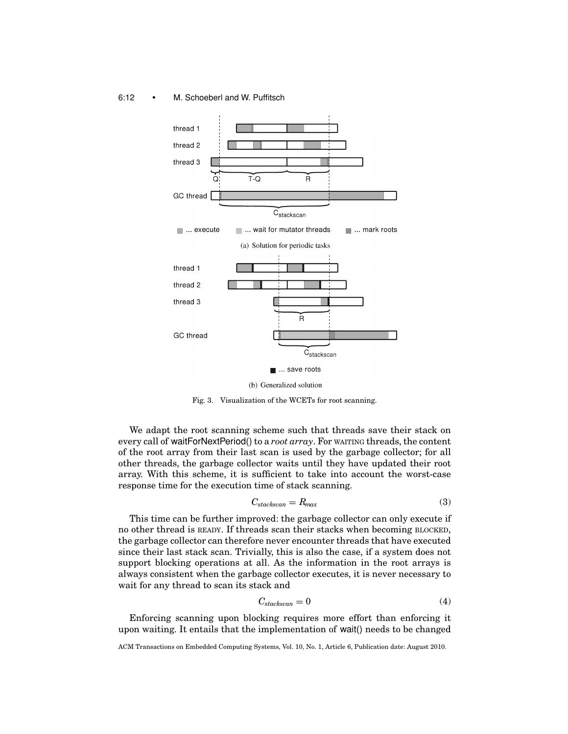Fig. 3. Visualization of the WCETs for root scanning.

We adapt the root scanning scheme such that threads save their stack on every call of waitForNextPeriod() to a *root array*. For WAITING threads, the content of the root array from their last scan is used by the garbage collector; for all other threads, the garbage collector waits until they have updated their root array. With this scheme, it is sufficient to take into account the worst-case response time for the execution time of stack scanning.

$$C_{stackscan} = R_{max} \tag{3}$$

This time can be further improved: the garbage collector can only execute if no other thread is READY. If threads scan their stacks when becoming BLOCKED, the garbage collector can therefore never encounter threads that have executed since their last stack scan. Trivially, this is also the case, if a system does not support blocking operations at all. As the information in the root arrays is always consistent when the garbage collector executes, it is never necessary to wait for any thread to scan its stack and

$$C_{stackscan} = 0 \tag{4}$$

Enforcing scanning upon blocking requires more effort than enforcing it upon waiting. It entails that the implementation of wait() needs to be changed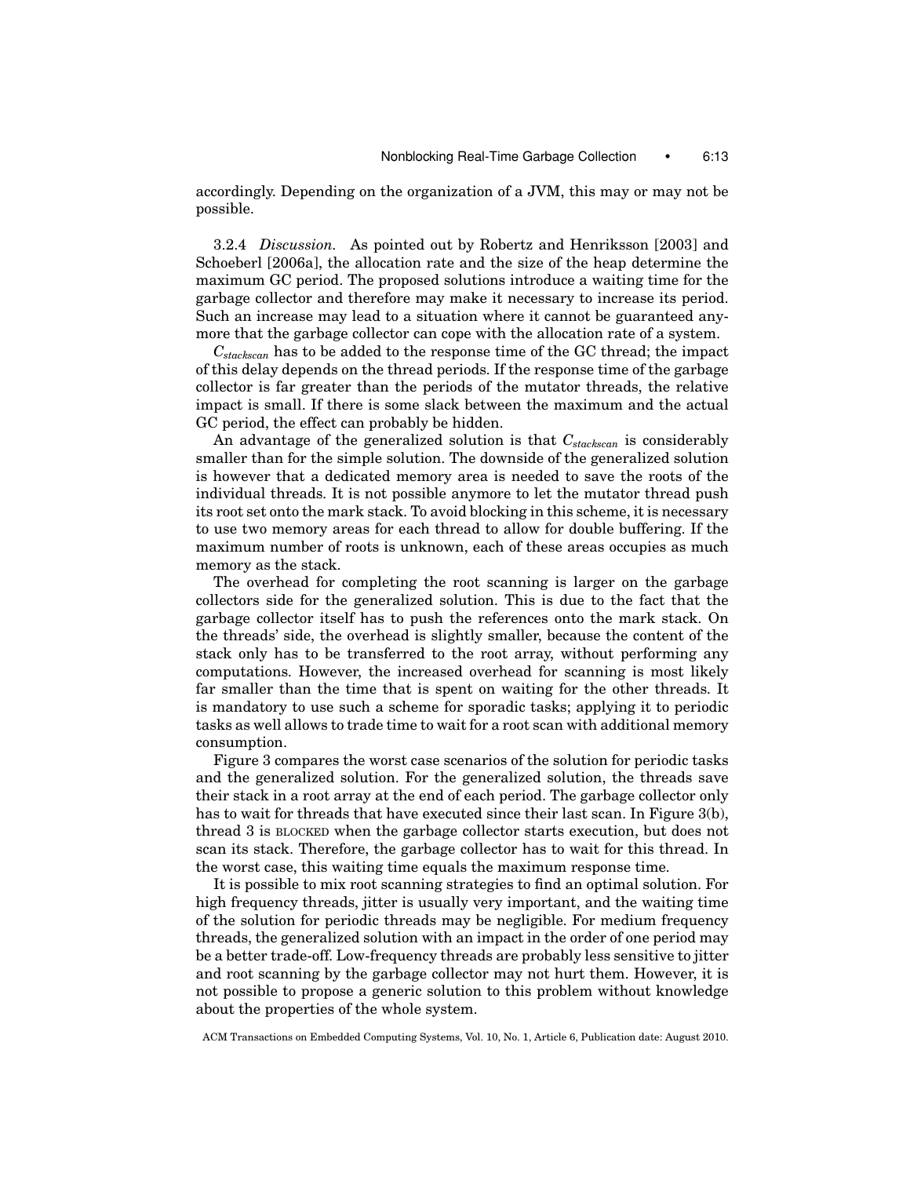accordingly. Depending on the organization of a JVM, this may or may not be possible.

3.2.4 *Discussion.* As pointed out by Robertz and Henriksson [2003] and Schoeberl [2006a], the allocation rate and the size of the heap determine the maximum GC period. The proposed solutions introduce a waiting time for the garbage collector and therefore may make it necessary to increase its period. Such an increase may lead to a situation where it cannot be guaranteed anymore that the garbage collector can cope with the allocation rate of a system.

$C_{stackscan}$ has to be added to the response time of the GC thread; the impact of this delay depends on the thread periods. If the response time of the garbage collector is far greater than the periods of the mutator threads, the relative impact is small. If there is some slack between the maximum and the actual GC period, the effect can probably be hidden.

An advantage of the generalized solution is that $C_{stackscan}$ is considerably smaller than for the simple solution. The downside of the generalized solution is however that a dedicated memory area is needed to save the roots of the individual threads. It is not possible anymore to let the mutator thread push its root set onto the mark stack. To avoid blocking in this scheme, it is necessary to use two memory areas for each thread to allow for double buffering. If the maximum number of roots is unknown, each of these areas occupies as much memory as the stack.

The overhead for completing the root scanning is larger on the garbage collectors side for the generalized solution. This is due to the fact that the garbage collector itself has to push the references onto the mark stack. On the threads' side, the overhead is slightly smaller, because the content of the stack only has to be transferred to the root array, without performing any computations. However, the increased overhead for scanning is most likely far smaller than the time that is spent on waiting for the other threads. It is mandatory to use such a scheme for sporadic tasks; applying it to periodic tasks as well allows to trade time to wait for a root scan with additional memory consumption.

Figure 3 compares the worst case scenarios of the solution for periodic tasks and the generalized solution. For the generalized solution, the threads save their stack in a root array at the end of each period. The garbage collector only has to wait for threads that have executed since their last scan. In Figure 3(b), thread 3 is BLOCKED when the garbage collector starts execution, but does not scan its stack. Therefore, the garbage collector has to wait for this thread. In the worst case, this waiting time equals the maximum response time.

It is possible to mix root scanning strategies to find an optimal solution. For high frequency threads, jitter is usually very important, and the waiting time of the solution for periodic threads may be negligible. For medium frequency threads, the generalized solution with an impact in the order of one period may be a better trade-off. Low-frequency threads are probably less sensitive to jitter and root scanning by the garbage collector may not hurt them. However, it is not possible to propose a generic solution to this problem without knowledge about the properties of the whole system.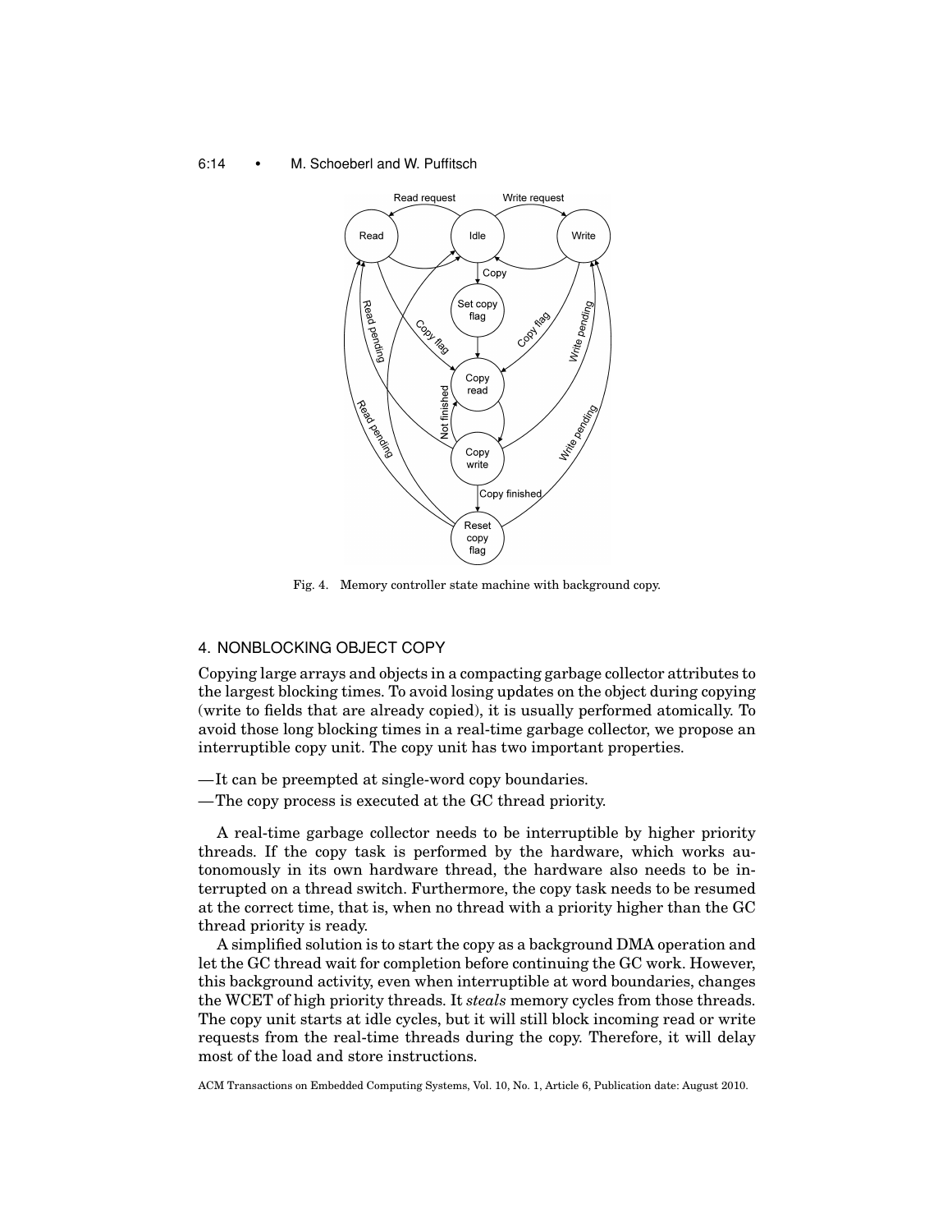Fig. 4. Memory controller state machine with background copy.

## 4. NONBLOCKING OBJECT COPY

Copying large arrays and objects in a compacting garbage collector attributes to the largest blocking times. To avoid losing updates on the object during copying (write to fields that are already copied), it is usually performed atomically. To avoid those long blocking times in a real-time garbage collector, we propose an interruptible copy unit. The copy unit has two important properties.

- It can be preempted at single-word copy boundaries.
- The copy process is executed at the GC thread priority.

A real-time garbage collector needs to be interruptible by higher priority threads. If the copy task is performed by the hardware, which works autonomously in its own hardware thread, the hardware also needs to be interrupted on a thread switch. Furthermore, the copy task needs to be resumed at the correct time, that is, when no thread with a priority higher than the GC thread priority is ready.

A simplified solution is to start the copy as a background DMA operation and let the GC thread wait for completion before continuing the GC work. However, this background activity, even when interruptible at word boundaries, changes the WCET of high priority threads. It *steals* memory cycles from those threads. The copy unit starts at idle cycles, but it will still block incoming read or write requests from the real-time threads during the copy. Therefore, it will delay most of the load and store instructions.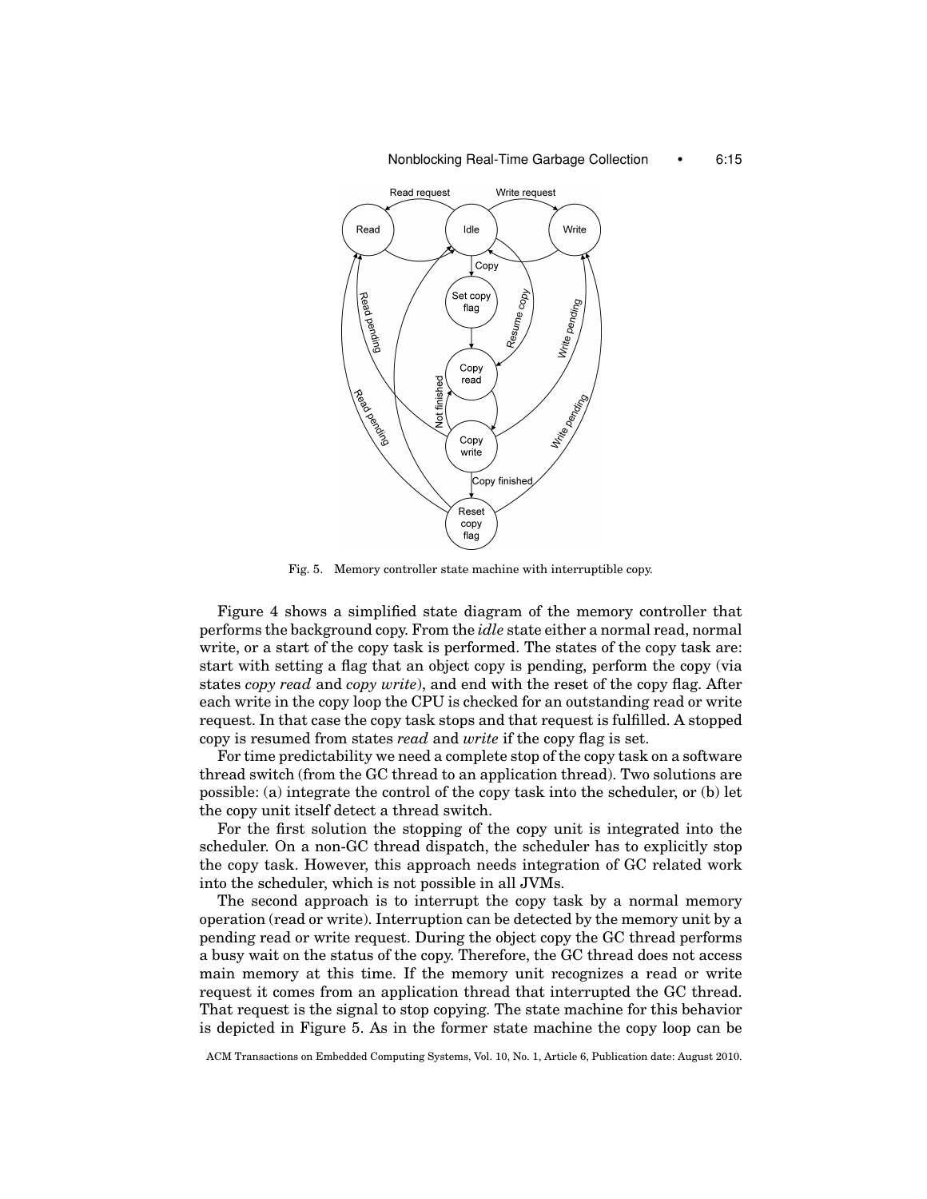Fig. 5. Memory controller state machine with interruptible copy.

Figure 4 shows a simplified state diagram of the memory controller that performs the background copy. From the *idle* state either a normal read, normal write, or a start of the copy task is performed. The states of the copy task are: start with setting a flag that an object copy is pending, perform the copy (via states *copy read* and *copy write*), and end with the reset of the copy flag. After each write in the copy loop the CPU is checked for an outstanding read or write request. In that case the copy task stops and that request is fulfilled. A stopped copy is resumed from states *read* and *write* if the copy flag is set.

For time predictability we need a complete stop of the copy task on a software thread switch (from the GC thread to an application thread). Two solutions are possible: (a) integrate the control of the copy task into the scheduler, or (b) let the copy unit itself detect a thread switch.

For the first solution the stopping of the copy unit is integrated into the scheduler. On a non-GC thread dispatch, the scheduler has to explicitly stop the copy task. However, this approach needs integration of GC related work into the scheduler, which is not possible in all JVMs.

The second approach is to interrupt the copy task by a normal memory operation (read or write). Interruption can be detected by the memory unit by a pending read or write request. During the object copy the GC thread performs a busy wait on the status of the copy. Therefore, the GC thread does not access main memory at this time. If the memory unit recognizes a read or write request it comes from an application thread that interrupted the GC thread. That request is the signal to stop copying. The state machine for this behavior is depicted in Figure 5. As in the former state machine the copy loop can be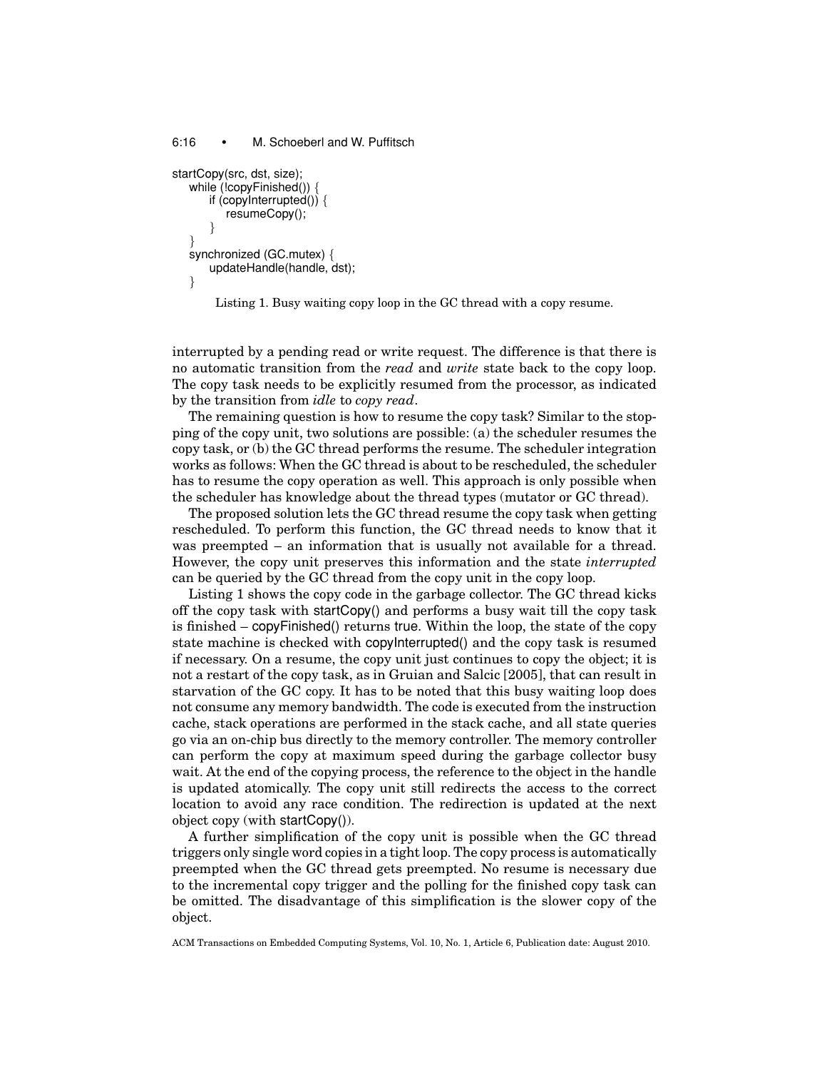```
startCopy(src, dst, size);
    while (!copyFinished()) {
        if (copyInterrupted()) {
            resumeCopy();
        }
    }
    synchronized (GC.mutex) {
        updateHandle(handle, dst);
    }
```

Listing 1. Busy waiting copy loop in the GC thread with a copy resume.

interrupted by a pending read or write request. The difference is that there is no automatic transition from the *read* and *write* state back to the copy loop. The copy task needs to be explicitly resumed from the processor, as indicated by the transition from *idle* to *copy read*.

The remaining question is how to resume the copy task? Similar to the stopping of the copy unit, two solutions are possible: (a) the scheduler resumes the copy task, or (b) the GC thread performs the resume. The scheduler integration works as follows: When the GC thread is about to be rescheduled, the scheduler has to resume the copy operation as well. This approach is only possible when the scheduler has knowledge about the thread types (mutator or GC thread).

The proposed solution lets the GC thread resume the copy task when getting rescheduled. To perform this function, the GC thread needs to know that it was preempted – an information that is usually not available for a thread. However, the copy unit preserves this information and the state *interrupted* can be queried by the GC thread from the copy unit in the copy loop.

Listing 1 shows the copy code in the garbage collector. The GC thread kicks off the copy task with startCopy() and performs a busy wait till the copy task is finished – copyFinished() returns true. Within the loop, the state of the copy state machine is checked with copyInterrupted() and the copy task is resumed if necessary. On a resume, the copy unit just continues to copy the object; it is not a restart of the copy task, as in Gruian and Salcic [2005], that can result in starvation of the GC copy. It has to be noted that this busy waiting loop does not consume any memory bandwidth. The code is executed from the instruction cache, stack operations are performed in the stack cache, and all state queries go via an on-chip bus directly to the memory controller. The memory controller can perform the copy at maximum speed during the garbage collector busy wait. At the end of the copying process, the reference to the object in the handle is updated atomically. The copy unit still redirects the access to the correct location to avoid any race condition. The redirection is updated at the next object copy (with startCopy()).

A further simplification of the copy unit is possible when the GC thread triggers only single word copies in a tight loop. The copy process is automatically preempted when the GC thread gets preempted. No resume is necessary due to the incremental copy trigger and the polling for the finished copy task can be omitted. The disadvantage of this simplification is the slower copy of the object.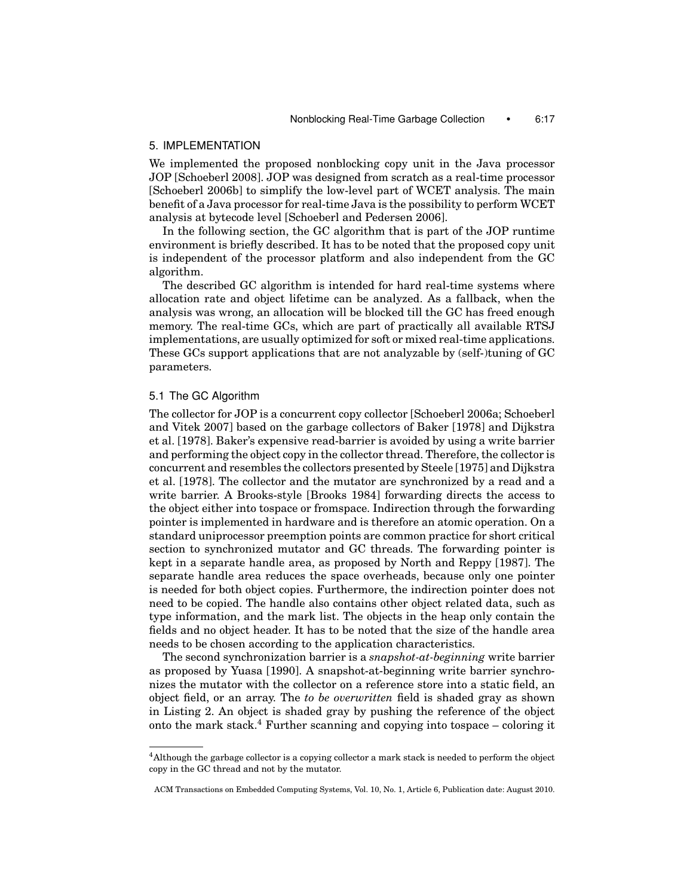## 5. IMPLEMENTATION

We implemented the proposed nonblocking copy unit in the Java processor JOP [Schoeberl 2008]. JOP was designed from scratch as a real-time processor [Schoeberl 2006b] to simplify the low-level part of WCET analysis. The main benefit of a Java processor for real-time Java is the possibility to perform WCET analysis at bytecode level [Schoeberl and Pedersen 2006].

In the following section, the GC algorithm that is part of the JOP runtime environment is briefly described. It has to be noted that the proposed copy unit is independent of the processor platform and also independent from the GC algorithm.

The described GC algorithm is intended for hard real-time systems where allocation rate and object lifetime can be analyzed. As a fallback, when the analysis was wrong, an allocation will be blocked till the GC has freed enough memory. The real-time GCs, which are part of practically all available RTSJ implementations, are usually optimized for soft or mixed real-time applications. These GCs support applications that are not analyzable by (self-)tuning of GC parameters.

### 5.1 The GC Algorithm

The collector for JOP is a concurrent copy collector [Schoeberl 2006a; Schoeberl and Vitek 2007] based on the garbage collectors of Baker [1978] and Dijkstra et al. [1978]. Baker's expensive read-barrier is avoided by using a write barrier and performing the object copy in the collector thread. Therefore, the collector is concurrent and resembles the collectors presented by Steele [1975] and Dijkstra et al. [1978]. The collector and the mutator are synchronized by a read and a write barrier. A Brooks-style [Brooks 1984] forwarding directs the access to the object either into tospace or fromspace. Indirection through the forwarding pointer is implemented in hardware and is therefore an atomic operation. On a standard uniprocessor preemption points are common practice for short critical section to synchronized mutator and GC threads. The forwarding pointer is kept in a separate handle area, as proposed by North and Reppy [1987]. The separate handle area reduces the space overheads, because only one pointer is needed for both object copies. Furthermore, the indirection pointer does not need to be copied. The handle also contains other object related data, such as type information, and the mark list. The objects in the heap only contain the fields and no object header. It has to be noted that the size of the handle area needs to be chosen according to the application characteristics.

The second synchronization barrier is a *snapshot-at-beginning* write barrier as proposed by Yuasa [1990]. A snapshot-at-beginning write barrier synchronizes the mutator with the collector on a reference store into a static field, an object field, or an array. The *to be overwritten* field is shaded gray as shown in Listing 2. An object is shaded gray by pushing the reference of the object onto the mark stack.[4] Further scanning and copying into tospace – coloring it

[4] Although the garbage collector is a copying collector a mark stack is needed to perform the object copy in the GC thread and not by the mutator.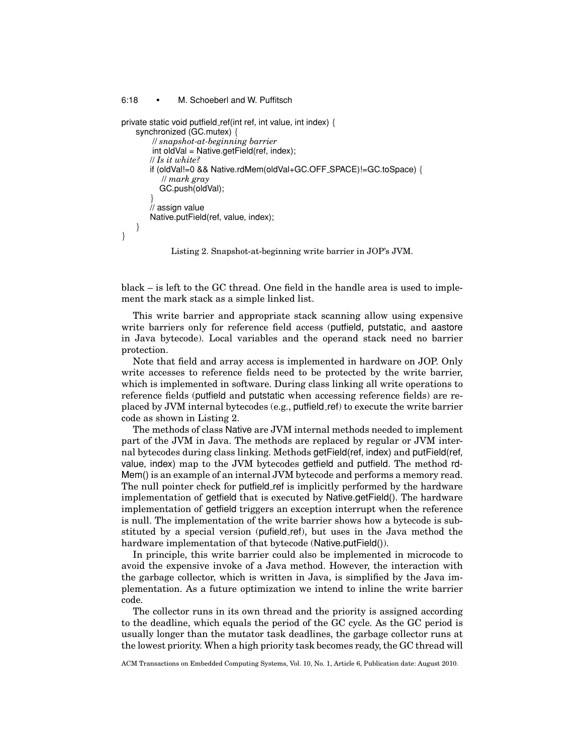```
private static void putfield_ref(int ref, int value, int index) {
    synchronized (GC.mutex) {
        // snapshot-at-beginning barrier
        int oldVal = Native.getField(ref, index);
        // Is it white?
        if (oldVal!=0 && Native.rdMem(oldVal+GC.OFF_SPACE)!=GC.toSpace) {
            // mark gray
            GC.push(oldVal);
        }
        // assign value
        Native.putField(ref, value, index);
    }
}
```

Listing 2. Snapshot-at-beginning write barrier in JOP's JVM.

black – is left to the GC thread. One field in the handle area is used to implement the mark stack as a simple linked list.

This write barrier and appropriate stack scanning allow using expensive write barriers only for reference field access (putfield, putstatic, and aastore in Java bytecode). Local variables and the operand stack need no barrier protection.

Note that field and array access is implemented in hardware on JOP. Only write accesses to reference fields need to be protected by the write barrier, which is implemented in software. During class linking all write operations to reference fields (putfield and putstatic when accessing reference fields) are replaced by JVM internal bytecodes (e.g., putfield_ref) to execute the write barrier code as shown in Listing 2.

The methods of class Native are JVM internal methods needed to implement part of the JVM in Java. The methods are replaced by regular or JVM internal bytecodes during class linking. Methods getField(ref, index) and putField(ref, value, index) map to the JVM bytecodes getfield and putfield. The method rdMem() is an example of an internal JVM bytecode and performs a memory read. The null pointer check for putfield_ref is implicitly performed by the hardware implementation of getfield that is executed by Native.getField(). The hardware implementation of getfield triggers an exception interrupt when the reference is null. The implementation of the write barrier shows how a bytecode is substituted by a special version (pufield_ref), but uses in the Java method the hardware implementation of that bytecode (Native.putField()).

In principle, this write barrier could also be implemented in microcode to avoid the expensive invoke of a Java method. However, the interaction with the garbage collector, which is written in Java, is simplified by the Java implementation. As a future optimization we intend to inline the write barrier code.

The collector runs in its own thread and the priority is assigned according to the deadline, which equals the period of the GC cycle. As the GC period is usually longer than the mutator task deadlines, the garbage collector runs at the lowest priority. When a high priority task becomes ready, the GC thread will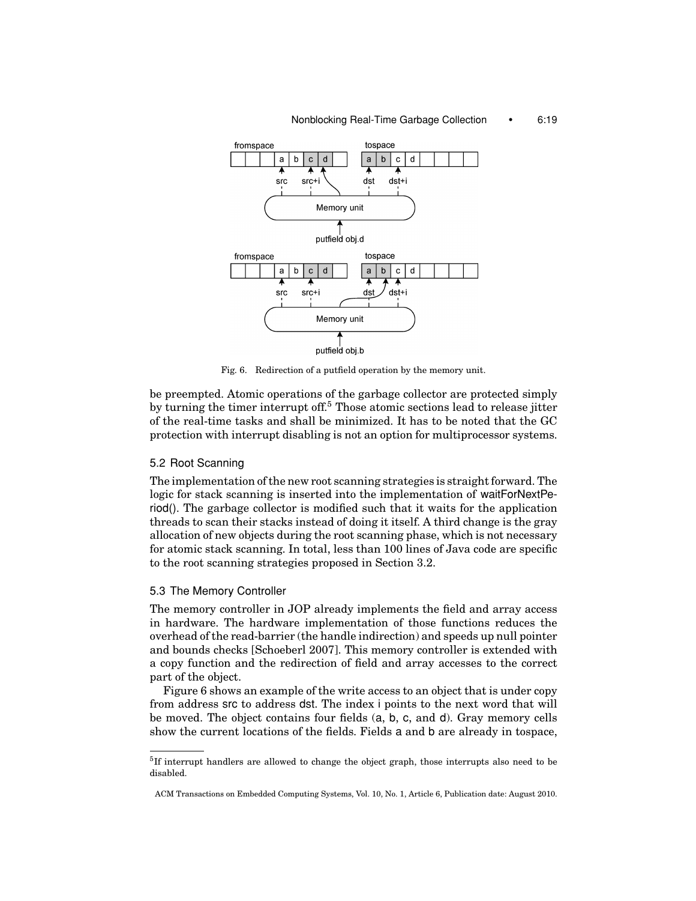Fig. 6. Redirection of a putfield operation by the memory unit.

be preempted. Atomic operations of the garbage collector are protected simply by turning the timer interrupt off.[5] Those atomic sections lead to release jitter of the real-time tasks and shall be minimized. It has to be noted that the GC protection with interrupt disabling is not an option for multiprocessor systems.

## 5.2 Root Scanning

The implementation of the new root scanning strategies is straight forward. The logic for stack scanning is inserted into the implementation of waitForNextPeriod(). The garbage collector is modified such that it waits for the application threads to scan their stacks instead of doing it itself. A third change is the gray allocation of new objects during the root scanning phase, which is not necessary for atomic stack scanning. In total, less than 100 lines of Java code are specific to the root scanning strategies proposed in Section 3.2.

## 5.3 The Memory Controller

The memory controller in JOP already implements the field and array access in hardware. The hardware implementation of those functions reduces the overhead of the read-barrier (the handle indirection) and speeds up null pointer and bounds checks [Schoeberl 2007]. This memory controller is extended with a copy function and the redirection of field and array accesses to the correct part of the object.

Figure 6 shows an example of the write access to an object that is under copy from address src to address dst. The index i points to the next word that will be moved. The object contains four fields (a, b, c, and d). Gray memory cells show the current locations of the fields. Fields a and b are already in tospace,

---

[5] If interrupt handlers are allowed to change the object graph, those interrupts also need to be disabled.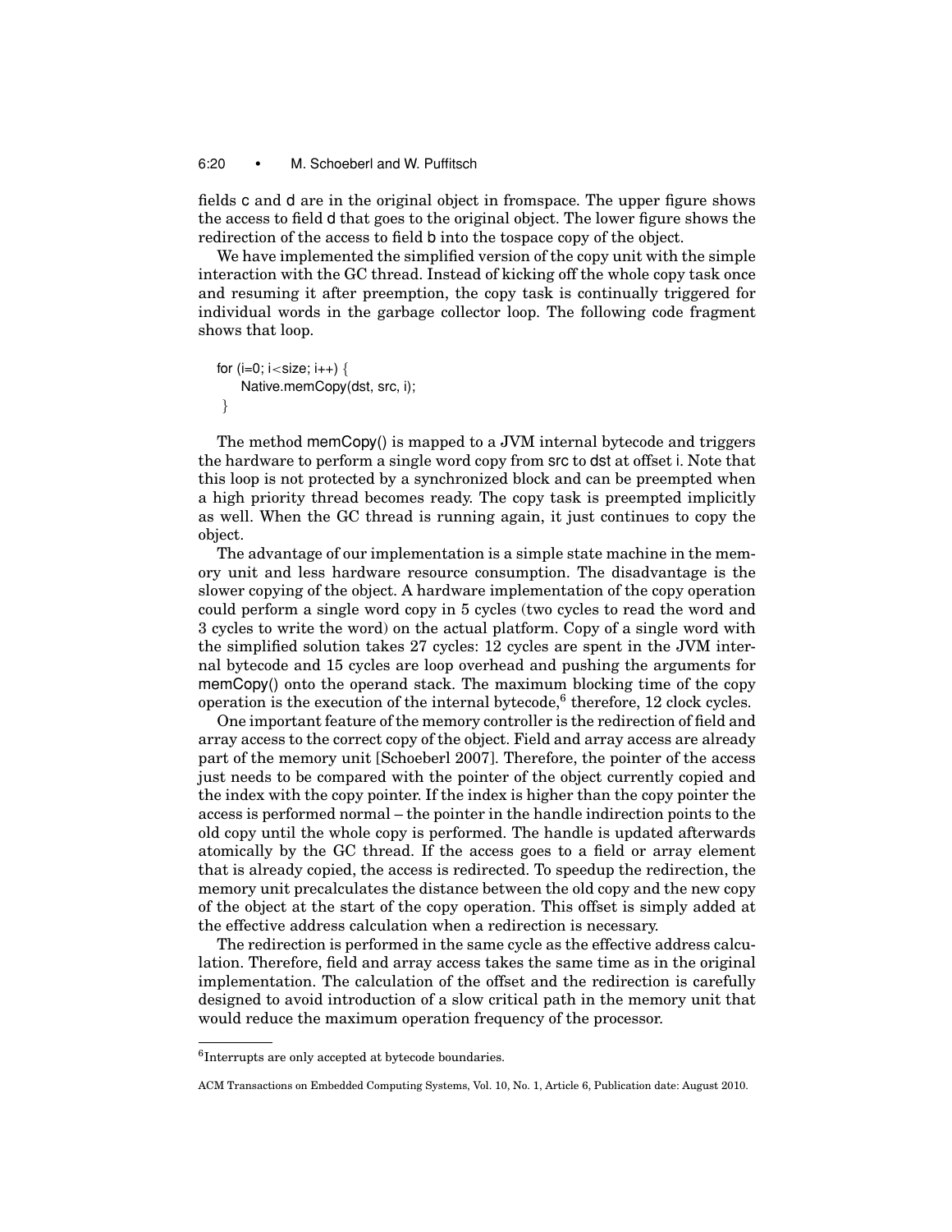fields c and d are in the original object in fromspace. The upper figure shows the access to field d that goes to the original object. The lower figure shows the redirection of the access to field b into the tospace copy of the object.

We have implemented the simplified version of the copy unit with the simple interaction with the GC thread. Instead of kicking off the whole copy task once and resuming it after preemption, the copy task is continually triggered for individual words in the garbage collector loop. The following code fragment shows that loop.

```
for (i=0; i<size; i++) {
    Native.memCopy(dst, src, i);
}
```

The method memCopy() is mapped to a JVM internal bytecode and triggers the hardware to perform a single word copy from src to dst at offset i. Note that this loop is not protected by a synchronized block and can be preempted when a high priority thread becomes ready. The copy task is preempted implicitly as well. When the GC thread is running again, it just continues to copy the object.

The advantage of our implementation is a simple state machine in the memory unit and less hardware resource consumption. The disadvantage is the slower copying of the object. A hardware implementation of the copy operation could perform a single word copy in 5 cycles (two cycles to read the word and 3 cycles to write the word) on the actual platform. Copy of a single word with the simplified solution takes 27 cycles: 12 cycles are spent in the JVM internal bytecode and 15 cycles are loop overhead and pushing the arguments for memCopy() onto the operand stack. The maximum blocking time of the copy operation is the execution of the internal bytecode,[6] therefore, 12 clock cycles.

One important feature of the memory controller is the redirection of field and array access to the correct copy of the object. Field and array access are already part of the memory unit [Schoeberl 2007]. Therefore, the pointer of the access just needs to be compared with the pointer of the object currently copied and the index with the copy pointer. If the index is higher than the copy pointer the access is performed normal – the pointer in the handle indirection points to the old copy until the whole copy is performed. The handle is updated afterwards atomically by the GC thread. If the access goes to a field or array element that is already copied, the access is redirected. To speedup the redirection, the memory unit precalculates the distance between the old copy and the new copy of the object at the start of the copy operation. This offset is simply added at the effective address calculation when a redirection is necessary.

The redirection is performed in the same cycle as the effective address calculation. Therefore, field and array access takes the same time as in the original implementation. The calculation of the offset and the redirection is carefully designed to avoid introduction of a slow critical path in the memory unit that would reduce the maximum operation frequency of the processor.

[6] Interrupts are only accepted at bytecode boundaries.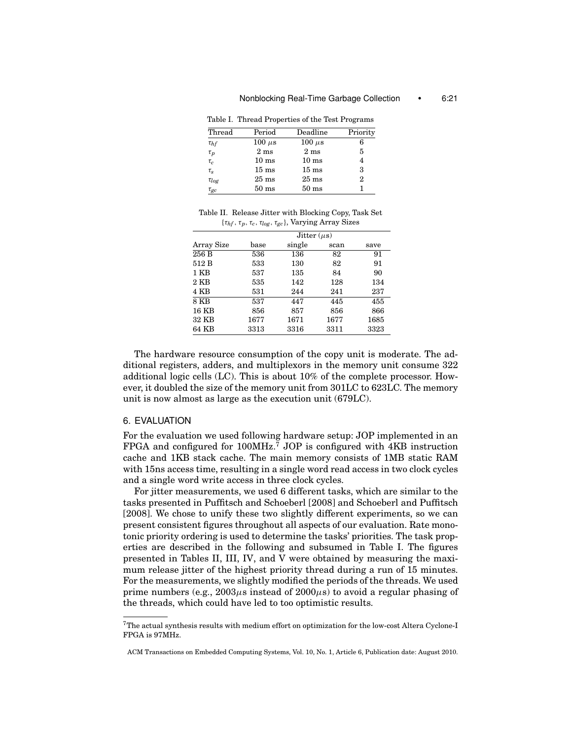Table I. Thread Properties of the Test Programs

| Thread | Period | Deadline | Priority |
| --- | --- | --- | --- |
| $\tau_{hf}$ | 100 $\mu$s | 100 $\mu$s | 6 |
| $\tau_p$ | 2 ms | 2 ms | 5 |
| $\tau_c$ | 10 ms | 10 ms | 4 |
| $\tau_s$ | 15 ms | 15 ms | 3 |
| $\tau_{log}$ | 25 ms | 25 ms | 2 |
| $\tau_{gc}$ | 50 ms | 50 ms | 1 |

Table II. Release Jitter with Blocking Copy, Task Set $\{\tau_{hf}, \tau_p, \tau_c, \tau_{log}, \tau_{gc}\}$, Varying Array Sizes

| | Jitter ($\mu$s) | | | |
| --- | --- | --- | --- | --- |
| Array Size | base | single | scan | save |
| 256 B | 536 | 136 | 82 | 91 |
| 512 B | 533 | 130 | 82 | 91 |
| 1 KB | 537 | 135 | 84 | 90 |
| 2 KB | 535 | 142 | 128 | 134 |
| 4 KB | 531 | 244 | 241 | 237 |
| 8 KB | 537 | 447 | 445 | 455 |
| 16 KB | 856 | 857 | 856 | 866 |
| 32 KB | 1677 | 1671 | 1677 | 1685 |
| 64 KB | 3313 | 3316 | 3311 | 3323 |

The hardware resource consumption of the copy unit is moderate. The additional registers, adders, and multiplexors in the memory unit consume 322 additional logic cells (LC). This is about 10% of the complete processor. However, it doubled the size of the memory unit from 301LC to 623LC. The memory unit is now almost as large as the execution unit (679LC).

## 6. EVALUATION

For the evaluation we used following hardware setup: JOP implemented in an FPGA and configured for 100MHz.[7] JOP is configured with 4KB instruction cache and 1KB stack cache. The main memory consists of 1MB static RAM with 15ns access time, resulting in a single word read access in two clock cycles and a single word write access in three clock cycles.

For jitter measurements, we used 6 different tasks, which are similar to the tasks presented in Puffitsch and Schoeberl [2008] and Schoeberl and Puffitsch [2008]. We chose to unify these two slightly different experiments, so we can present consistent figures throughout all aspects of our evaluation. Rate monotonic priority ordering is used to determine the tasks' priorities. The task properties are described in the following and subsumed in Table I. The figures presented in Tables II, III, IV, and V were obtained by measuring the maximum release jitter of the highest priority thread during a run of 15 minutes. For the measurements, we slightly modified the periods of the threads. We used prime numbers (e.g., 2003$\mu$s instead of 2000$\mu$s) to avoid a regular phasing of the threads, which could have led to too optimistic results.

[7] The actual synthesis results with medium effort on optimization for the low-cost Altera Cyclone-I FPGA is 97MHz.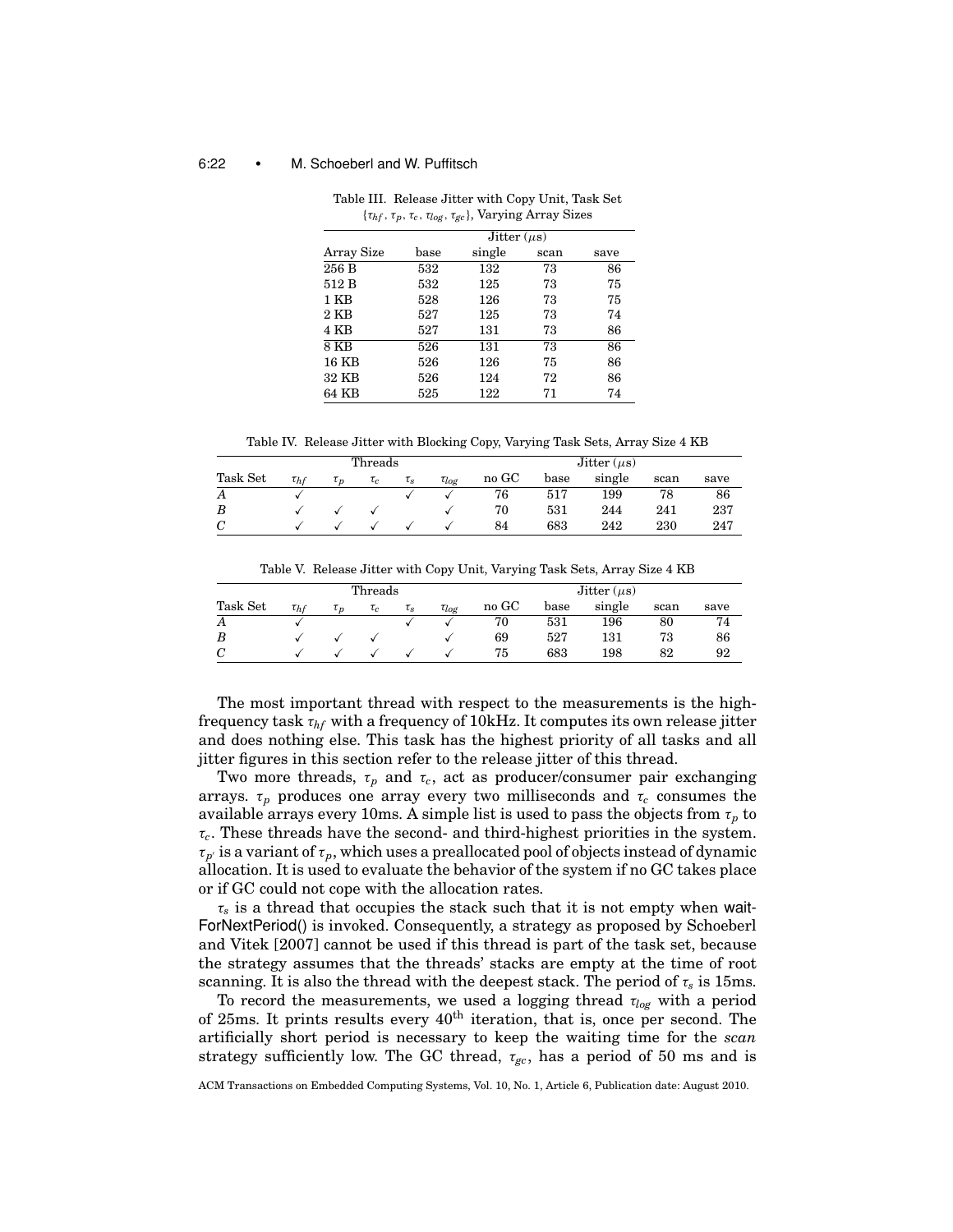Table III. Release Jitter with Copy Unit, Task Set $\{\tau_{hf}, \tau_p, \tau_c, \tau_{log}, \tau_{gc}\}$, Varying Array Sizes

| | Jitter ($\mu$s) | | | |
|---|---|---|---|---|
| Array Size | base | single | scan | save |
| 256 B | 532 | 132 | 73 | 86 |
| 512 B | 532 | 125 | 73 | 75 |
| 1 KB | 528 | 126 | 73 | 75 |
| 2 KB | 527 | 125 | 73 | 74 |
| 4 KB | 527 | 131 | 73 | 86 |
| 8 KB | 526 | 131 | 73 | 86 |
| 16 KB | 526 | 126 | 75 | 86 |
| 32 KB | 526 | 124 | 72 | 86 |
| 64 KB | 525 | 122 | 71 | 74 |

Table IV. Release Jitter with Blocking Copy, Varying Task Sets, Array Size 4 KB

| | Threads | | | | | Jitter ($\mu$s) | | | | |
|---|---|---|---|---|---|---|---|---|---|---|
| Task Set | $\tau_{hf}$ | $\tau_p$ | $\tau_c$ | $\tau_s$ | $\tau_{log}$ | no GC | base | single | scan | save |
| *A* | ✓ | | | ✓ | ✓ | 76 | 517 | 199 | 78 | 86 |
| *B* | ✓ | ✓ | ✓ | | ✓ | 70 | 531 | 244 | 241 | 237 |
| *C* | ✓ | ✓ | ✓ | ✓ | ✓ | 84 | 683 | 242 | 230 | 247 |

Table V. Release Jitter with Copy Unit, Varying Task Sets, Array Size 4 KB

| | Threads | | | | | Jitter ($\mu$s) | | | | |
|---|---|---|---|---|---|---|---|---|---|---|
| Task Set | $\tau_{hf}$ | $\tau_p$ | $\tau_c$ | $\tau_s$ | $\tau_{log}$ | no GC | base | single | scan | save |
| *A* | ✓ | | | ✓ | ✓ | 70 | 531 | 196 | 80 | 74 |
| *B* | ✓ | ✓ | ✓ | | ✓ | 69 | 527 | 131 | 73 | 86 |
| *C* | ✓ | ✓ | ✓ | ✓ | ✓ | 75 | 683 | 198 | 82 | 92 |

The most important thread with respect to the measurements is the high-frequency task $\tau_{hf}$ with a frequency of 10kHz. It computes its own release jitter and does nothing else. This task has the highest priority of all tasks and all jitter figures in this section refer to the release jitter of this thread.

Two more threads, $\tau_p$ and $\tau_c$, act as producer/consumer pair exchanging arrays. $\tau_p$ produces one array every two milliseconds and $\tau_c$ consumes the available arrays every 10ms. A simple list is used to pass the objects from $\tau_p$ to $\tau_c$. These threads have the second- and third-highest priorities in the system. $\tau_{p'}$ is a variant of $\tau_p$, which uses a preallocated pool of objects instead of dynamic allocation. It is used to evaluate the behavior of the system if no GC takes place or if GC could not cope with the allocation rates.

$\tau_s$ is a thread that occupies the stack such that it is not empty when waitForNextPeriod() is invoked. Consequently, a strategy as proposed by Schoeberl and Vitek [2007] cannot be used if this thread is part of the task set, because the strategy assumes that the threads' stacks are empty at the time of root scanning. It is also the thread with the deepest stack. The period of $\tau_s$ is 15ms.

To record the measurements, we used a logging thread $\tau_{log}$ with a period of 25ms. It prints results every 40[th] iteration, that is, once per second. The artificially short period is necessary to keep the waiting time for the *scan* strategy sufficiently low. The GC thread, $\tau_{gc}$, has a period of 50 ms and is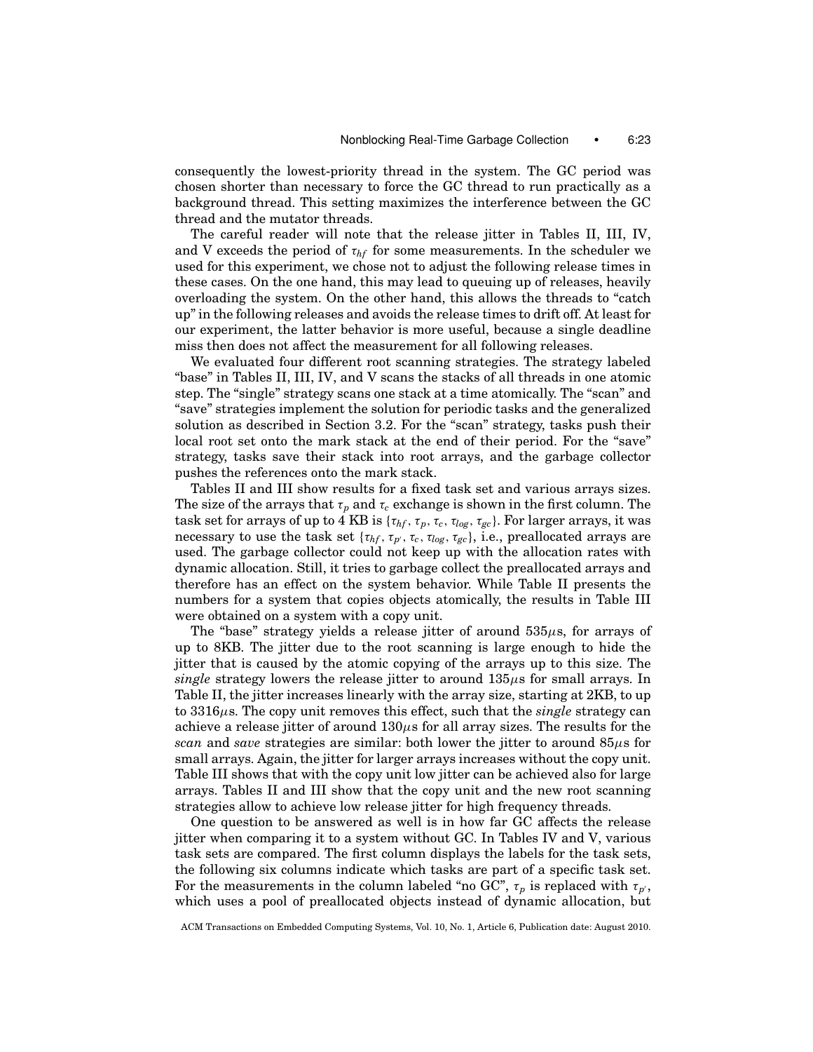consequently the lowest-priority thread in the system. The GC period was chosen shorter than necessary to force the GC thread to run practically as a background thread. This setting maximizes the interference between the GC thread and the mutator threads.

The careful reader will note that the release jitter in Tables II, III, IV, and V exceeds the period of $\tau_{hf}$ for some measurements. In the scheduler we used for this experiment, we chose not to adjust the following release times in these cases. On the one hand, this may lead to queuing up of releases, heavily overloading the system. On the other hand, this allows the threads to "catch up" in the following releases and avoids the release times to drift off. At least for our experiment, the latter behavior is more useful, because a single deadline miss then does not affect the measurement for all following releases.

We evaluated four different root scanning strategies. The strategy labeled "base" in Tables II, III, IV, and V scans the stacks of all threads in one atomic step. The "single" strategy scans one stack at a time atomically. The "scan" and "save" strategies implement the solution for periodic tasks and the generalized solution as described in Section 3.2. For the "scan" strategy, tasks push their local root set onto the mark stack at the end of their period. For the "save" strategy, tasks save their stack into root arrays, and the garbage collector pushes the references onto the mark stack.

Tables II and III show results for a fixed task set and various arrays sizes. The size of the arrays that $\tau_p$ and $\tau_c$ exchange is shown in the first column. The task set for arrays of up to 4 KB is $\{\tau_{hf}, \tau_p, \tau_c, \tau_{log}, \tau_{gc}\}$. For larger arrays, it was necessary to use the task set $\{\tau_{hf}, \tau_{p'}, \tau_c, \tau_{log}, \tau_{gc}\}$, i.e., preallocated arrays are used. The garbage collector could not keep up with the allocation rates with dynamic allocation. Still, it tries to garbage collect the preallocated arrays and therefore has an effect on the system behavior. While Table II presents the numbers for a system that copies objects atomically, the results in Table III were obtained on a system with a copy unit.

The "base" strategy yields a release jitter of around 535$\mu$s, for arrays of up to 8KB. The jitter due to the root scanning is large enough to hide the jitter that is caused by the atomic copying of the arrays up to this size. The *single* strategy lowers the release jitter to around 135$\mu$s for small arrays. In Table II, the jitter increases linearly with the array size, starting at 2KB, to up to 3316$\mu$s. The copy unit removes this effect, such that the *single* strategy can achieve a release jitter of around 130$\mu$s for all array sizes. The results for the *scan* and *save* strategies are similar: both lower the jitter to around 85$\mu$s for small arrays. Again, the jitter for larger arrays increases without the copy unit. Table III shows that with the copy unit low jitter can be achieved also for large arrays. Tables II and III show that the copy unit and the new root scanning strategies allow to achieve low release jitter for high frequency threads.

One question to be answered as well is in how far GC affects the release jitter when comparing it to a system without GC. In Tables IV and V, various task sets are compared. The first column displays the labels for the task sets, the following six columns indicate which tasks are part of a specific task set. For the measurements in the column labeled "no GC", $\tau_p$ is replaced with $\tau_{p'}$, which uses a pool of preallocated objects instead of dynamic allocation, but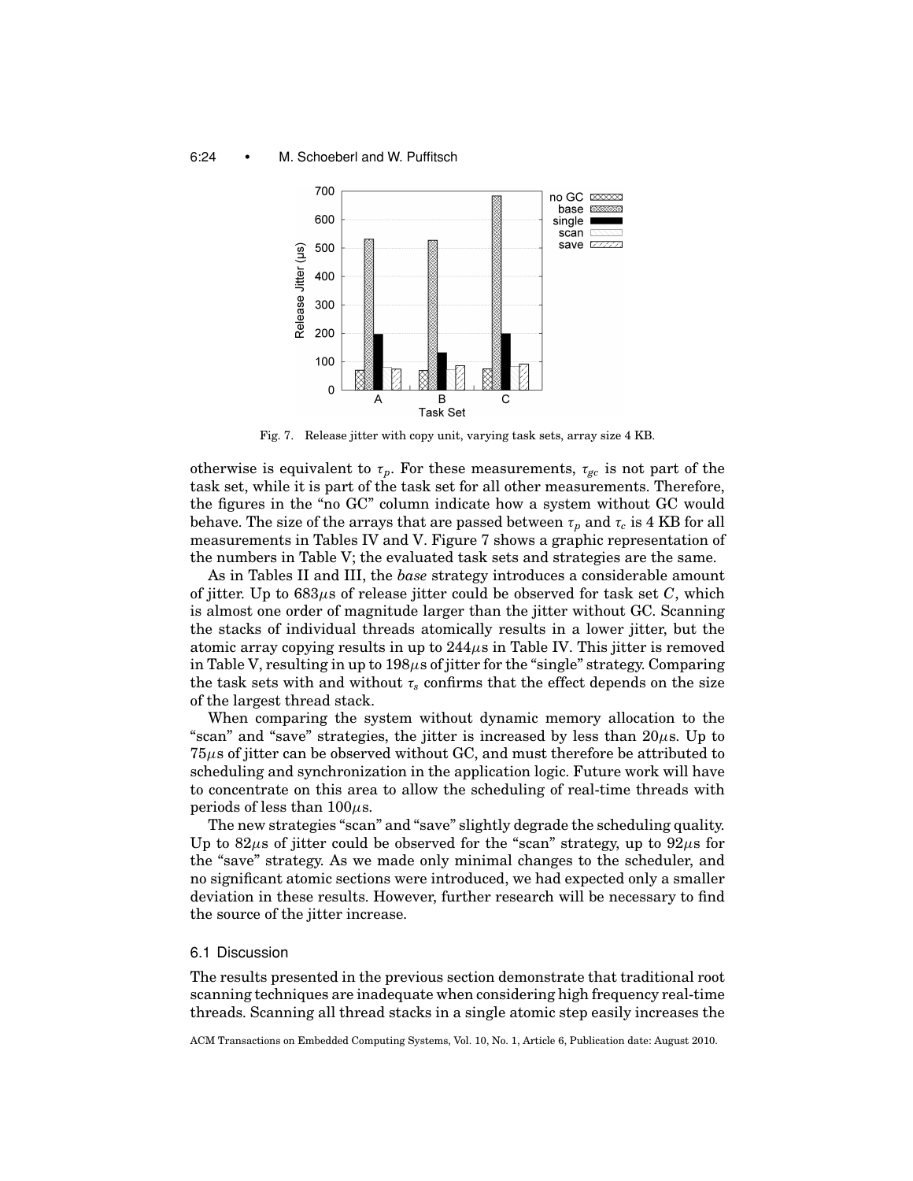Fig. 7. Release jitter with copy unit, varying task sets, array size 4 KB.

otherwise is equivalent to $\tau_p$. For these measurements, $\tau_{gc}$ is not part of the task set, while it is part of the task set for all other measurements. Therefore, the figures in the "no GC" column indicate how a system without GC would behave. The size of the arrays that are passed between $\tau_p$ and $\tau_c$ is 4 KB for all measurements in Tables IV and V. Figure 7 shows a graphic representation of the numbers in Table V; the evaluated task sets and strategies are the same.

As in Tables II and III, the *base* strategy introduces a considerable amount of jitter. Up to 683$\mu$s of release jitter could be observed for task set $C$, which is almost one order of magnitude larger than the jitter without GC. Scanning the stacks of individual threads atomically results in a lower jitter, but the atomic array copying results in up to 244$\mu$s in Table IV. This jitter is removed in Table V, resulting in up to 198$\mu$s of jitter for the "single" strategy. Comparing the task sets with and without $\tau_s$ confirms that the effect depends on the size of the largest thread stack.

When comparing the system without dynamic memory allocation to the "scan" and "save" strategies, the jitter is increased by less than 20$\mu$s. Up to 75$\mu$s of jitter can be observed without GC, and must therefore be attributed to scheduling and synchronization in the application logic. Future work will have to concentrate on this area to allow the scheduling of real-time threads with periods of less than 100$\mu$s.

The new strategies "scan" and "save" slightly degrade the scheduling quality. Up to 82$\mu$s of jitter could be observed for the "scan" strategy, up to 92$\mu$s for the "save" strategy. As we made only minimal changes to the scheduler, and no significant atomic sections were introduced, we had expected only a smaller deviation in these results. However, further research will be necessary to find the source of the jitter increase.

### 6.1 Discussion

The results presented in the previous section demonstrate that traditional root scanning techniques are inadequate when considering high frequency real-time threads. Scanning all thread stacks in a single atomic step easily increases the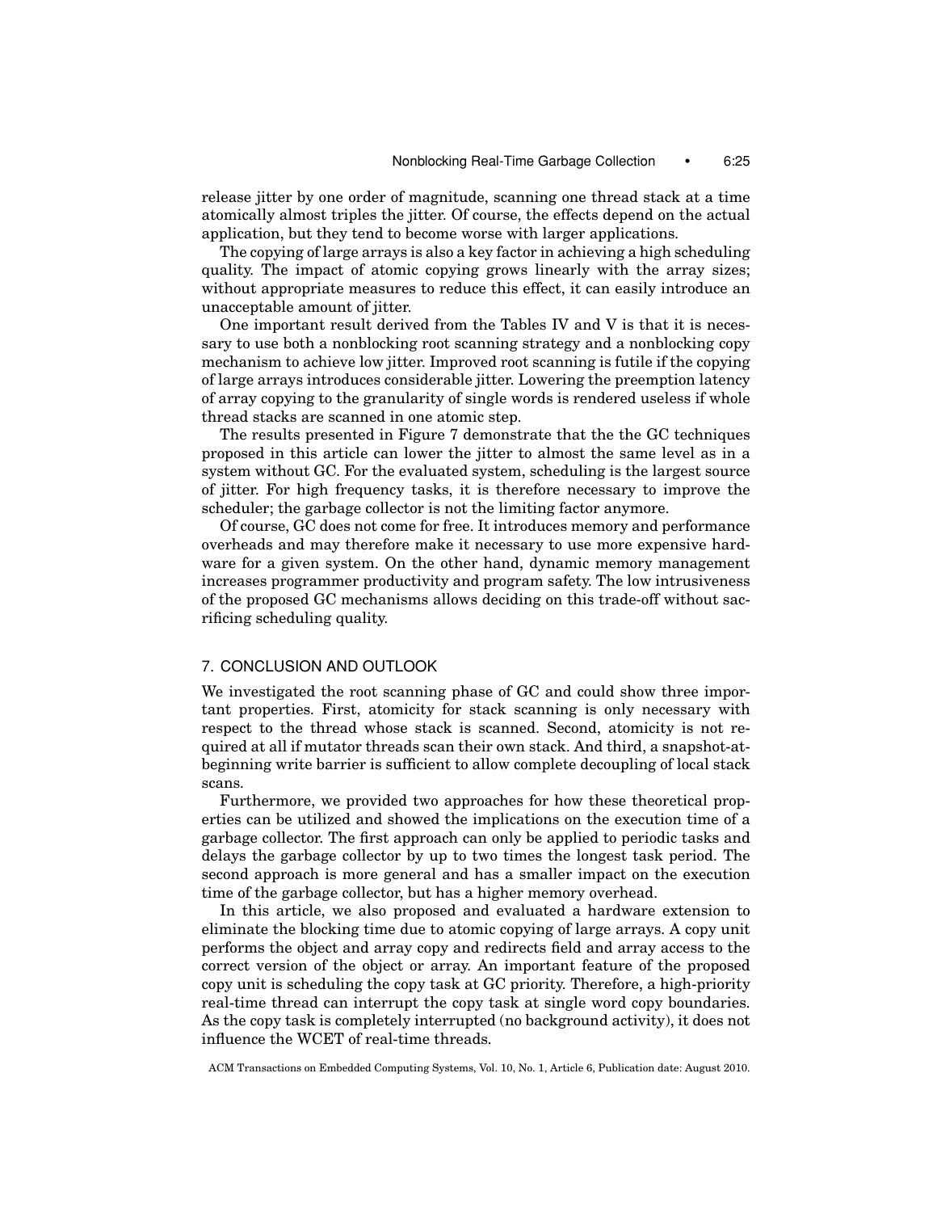release jitter by one order of magnitude, scanning one thread stack at a time atomically almost triples the jitter. Of course, the effects depend on the actual application, but they tend to become worse with larger applications.

The copying of large arrays is also a key factor in achieving a high scheduling quality. The impact of atomic copying grows linearly with the array sizes; without appropriate measures to reduce this effect, it can easily introduce an unacceptable amount of jitter.

One important result derived from the Tables IV and V is that it is necessary to use both a nonblocking root scanning strategy and a nonblocking copy mechanism to achieve low jitter. Improved root scanning is futile if the copying of large arrays introduces considerable jitter. Lowering the preemption latency of array copying to the granularity of single words is rendered useless if whole thread stacks are scanned in one atomic step.

The results presented in Figure 7 demonstrate that the the GC techniques proposed in this article can lower the jitter to almost the same level as in a system without GC. For the evaluated system, scheduling is the largest source of jitter. For high frequency tasks, it is therefore necessary to improve the scheduler; the garbage collector is not the limiting factor anymore.

Of course, GC does not come for free. It introduces memory and performance overheads and may therefore make it necessary to use more expensive hardware for a given system. On the other hand, dynamic memory management increases programmer productivity and program safety. The low intrusiveness of the proposed GC mechanisms allows deciding on this trade-off without sacrificing scheduling quality.

## 7. CONCLUSION AND OUTLOOK

We investigated the root scanning phase of GC and could show three important properties. First, atomicity for stack scanning is only necessary with respect to the thread whose stack is scanned. Second, atomicity is not required at all if mutator threads scan their own stack. And third, a snapshot-at-beginning write barrier is sufficient to allow complete decoupling of local stack scans.

Furthermore, we provided two approaches for how these theoretical properties can be utilized and showed the implications on the execution time of a garbage collector. The first approach can only be applied to periodic tasks and delays the garbage collector by up to two times the longest task period. The second approach is more general and has a smaller impact on the execution time of the garbage collector, but has a higher memory overhead.

In this article, we also proposed and evaluated a hardware extension to eliminate the blocking time due to atomic copying of large arrays. A copy unit performs the object and array copy and redirects field and array access to the correct version of the object or array. An important feature of the proposed copy unit is scheduling the copy task at GC priority. Therefore, a high-priority real-time thread can interrupt the copy task at single word copy boundaries. As the copy task is completely interrupted (no background activity), it does not influence the WCET of real-time threads.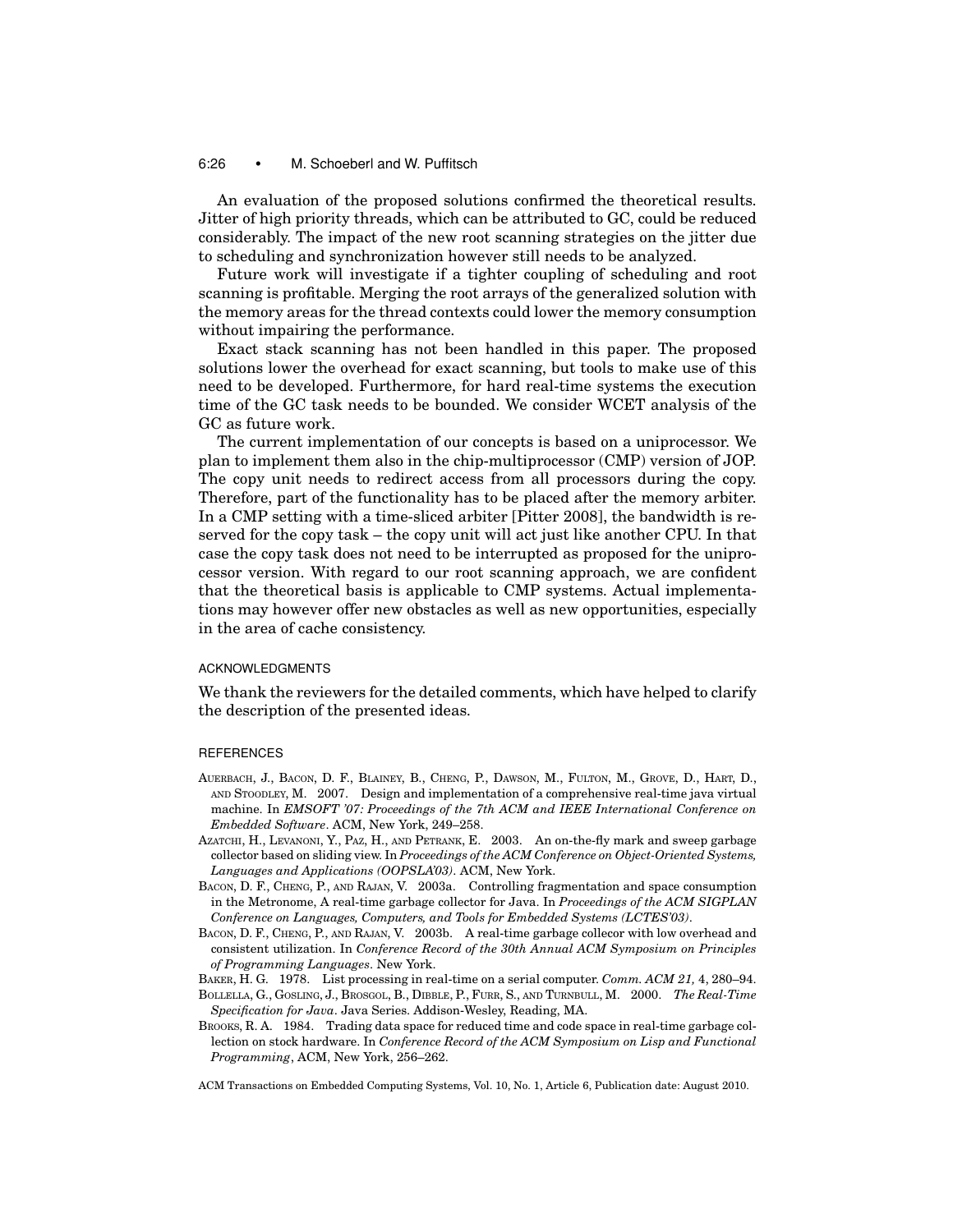An evaluation of the proposed solutions confirmed the theoretical results. Jitter of high priority threads, which can be attributed to GC, could be reduced considerably. The impact of the new root scanning strategies on the jitter due to scheduling and synchronization however still needs to be analyzed.

Future work will investigate if a tighter coupling of scheduling and root scanning is profitable. Merging the root arrays of the generalized solution with the memory areas for the thread contexts could lower the memory consumption without impairing the performance.

Exact stack scanning has not been handled in this paper. The proposed solutions lower the overhead for exact scanning, but tools to make use of this need to be developed. Furthermore, for hard real-time systems the execution time of the GC task needs to be bounded. We consider WCET analysis of the GC as future work.

The current implementation of our concepts is based on a uniprocessor. We plan to implement them also in the chip-multiprocessor (CMP) version of JOP. The copy unit needs to redirect access from all processors during the copy. Therefore, part of the functionality has to be placed after the memory arbiter. In a CMP setting with a time-sliced arbiter [Pitter 2008], the bandwidth is reserved for the copy task – the copy unit will act just like another CPU. In that case the copy task does not need to be interrupted as proposed for the uniprocessor version. With regard to our root scanning approach, we are confident that the theoretical basis is applicable to CMP systems. Actual implementations may however offer new obstacles as well as new opportunities, especially in the area of cache consistency.

## ACKNOWLEDGMENTS

We thank the reviewers for the detailed comments, which have helped to clarify the description of the presented ideas.

## REFERENCES

Auerbach, J., Bacon, D. F., Blainey, B., Cheng, P., Dawson, M., Fulton, M., Grove, D., Hart, D., and Stoodley, M. 2007. Design and implementation of a comprehensive real-time java virtual machine. In *EMSOFT '07: Proceedings of the 7th ACM and IEEE International Conference on Embedded Software*. ACM, New York, 249–258.

Azatchi, H., Levanoni, Y., Paz, H., and Petrank, E. 2003. An on-the-fly mark and sweep garbage collector based on sliding view. In *Proceedings of the ACM Conference on Object-Oriented Systems, Languages and Applications (OOPSLA'03)*. ACM, New York.

Bacon, D. F., Cheng, P., and Rajan, V. 2003a. Controlling fragmentation and space consumption in the Metronome, A real-time garbage collector for Java. In *Proceedings of the ACM SIGPLAN Conference on Languages, Computers, and Tools for Embedded Systems (LCTES'03)*.

Bacon, D. F., Cheng, P., and Rajan, V. 2003b. A real-time garbage collecor with low overhead and consistent utilization. In *Conference Record of the 30th Annual ACM Symposium on Principles of Programming Languages*. New York.

Baker, H. G. 1978. List processing in real-time on a serial computer. *Comm. ACM 21,* 4, 280–94.

Bollella, G., Gosling, J., Brosgol, B., Dibble, P., Furr, S., and Turnbull, M. 2000. *The Real-Time Specification for Java*. Java Series. Addison-Wesley, Reading, MA.

Brooks, R. A. 1984. Trading data space for reduced time and code space in real-time garbage collection on stock hardware. In *Conference Record of the ACM Symposium on Lisp and Functional Programming*, ACM, New York, 256–262.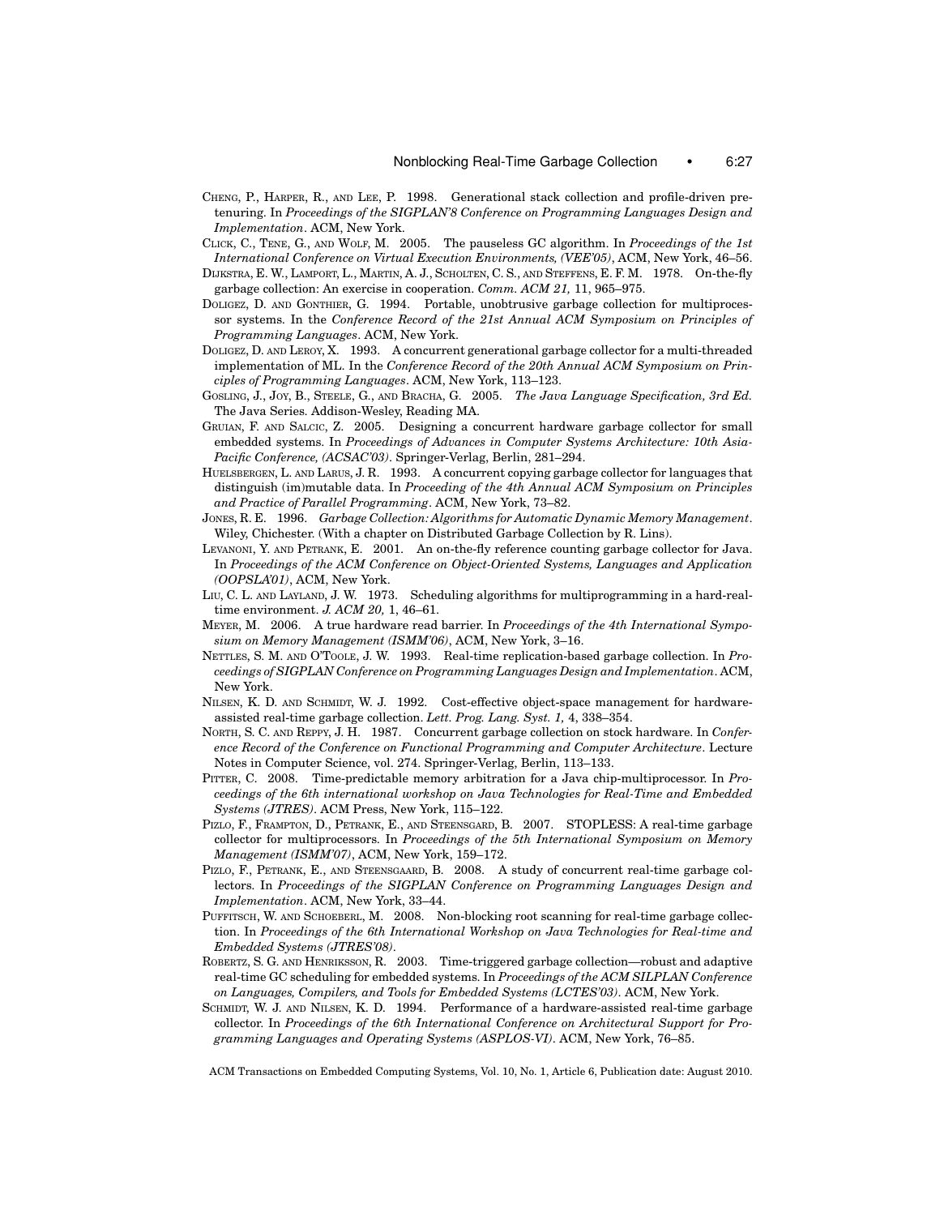Cheng, P., Harper, R., and Lee, P. 1998. Generational stack collection and profile-driven pretenuring. In *Proceedings of the SIGPLAN'8 Conference on Programming Languages Design and Implementation*. ACM, New York.

Click, C., Tene, G., and Wolf, M. 2005. The pauseless GC algorithm. In *Proceedings of the 1st International Conference on Virtual Execution Environments, (VEE'05)*, ACM, New York, 46–56.

Dijkstra, E. W., Lamport, L., Martin, A. J., Scholten, C. S., and Steffens, E. F. M. 1978. On-the-fly garbage collection: An exercise in cooperation. *Comm. ACM 21,* 11, 965–975.

Doligez, D. and Gonthier, G. 1994. Portable, unobtrusive garbage collection for multiprocessor systems. In the *Conference Record of the 21st Annual ACM Symposium on Principles of Programming Languages*. ACM, New York.

Doligez, D. and Leroy, X. 1993. A concurrent generational garbage collector for a multi-threaded implementation of ML. In the *Conference Record of the 20th Annual ACM Symposium on Principles of Programming Languages*. ACM, New York, 113–123.

Gosling, J., Joy, B., Steele, G., and Bracha, G. 2005. *The Java Language Specification, 3rd Ed.* The Java Series. Addison-Wesley, Reading MA.

Gruian, F. and Salcic, Z. 2005. Designing a concurrent hardware garbage collector for small embedded systems. In *Proceedings of Advances in Computer Systems Architecture: 10th Asia-Pacific Conference, (ACSAC'03)*. Springer-Verlag, Berlin, 281–294.

Huelsbergen, L. and Larus, J. R. 1993. A concurrent copying garbage collector for languages that distinguish (im)mutable data. In *Proceeding of the 4th Annual ACM Symposium on Principles and Practice of Parallel Programming*. ACM, New York, 73–82.

Jones, R. E. 1996. *Garbage Collection: Algorithms for Automatic Dynamic Memory Management*. Wiley, Chichester. (With a chapter on Distributed Garbage Collection by R. Lins).

Levanoni, Y. and Petrank, E. 2001. An on-the-fly reference counting garbage collector for Java. In *Proceedings of the ACM Conference on Object-Oriented Systems, Languages and Application (OOPSLA'01)*, ACM, New York.

Liu, C. L. and Layland, J. W. 1973. Scheduling algorithms for multiprogramming in a hard-real-time environment. *J. ACM 20,* 1, 46–61.

Meyer, M. 2006. A true hardware read barrier. In *Proceedings of the 4th International Symposium on Memory Management (ISMM'06)*, ACM, New York, 3–16.

Nettles, S. M. and O'Toole, J. W. 1993. Real-time replication-based garbage collection. In *Proceedings of SIGPLAN Conference on Programming Languages Design and Implementation*. ACM, New York.

Nilsen, K. D. and Schmidt, W. J. 1992. Cost-effective object-space management for hardware-assisted real-time garbage collection. *Lett. Prog. Lang. Syst. 1,* 4, 338–354.

North, S. C. and Reppy, J. H. 1987. Concurrent garbage collection on stock hardware. In *Conference Record of the Conference on Functional Programming and Computer Architecture*. Lecture Notes in Computer Science, vol. 274. Springer-Verlag, Berlin, 113–133.

Pitter, C. 2008. Time-predictable memory arbitration for a Java chip-multiprocessor. In *Proceedings of the 6th international workshop on Java Technologies for Real-Time and Embedded Systems (JTRES)*. ACM Press, New York, 115–122.

Pizlo, F., Frampton, D., Petrank, E., and Steensgard, B. 2007. STOPLESS: A real-time garbage collector for multiprocessors. In *Proceedings of the 5th International Symposium on Memory Management (ISMM'07)*, ACM, New York, 159–172.

Pizlo, F., Petrank, E., and Steensgaard, B. 2008. A study of concurrent real-time garbage collectors. In *Proceedings of the SIGPLAN Conference on Programming Languages Design and Implementation*. ACM, New York, 33–44.

Puffitsch, W. and Schoeberl, M. 2008. Non-blocking root scanning for real-time garbage collection. In *Proceedings of the 6th International Workshop on Java Technologies for Real-time and Embedded Systems (JTRES'08)*.

Robertz, S. G. and Henriksson, R. 2003. Time-triggered garbage collection—robust and adaptive real-time GC scheduling for embedded systems. In *Proceedings of the ACM SILPLAN Conference on Languages, Compilers, and Tools for Embedded Systems (LCTES'03)*. ACM, New York.

Schmidt, W. J. and Nilsen, K. D. 1994. Performance of a hardware-assisted real-time garbage collector. In *Proceedings of the 6th International Conference on Architectural Support for Programming Languages and Operating Systems (ASPLOS-VI)*. ACM, New York, 76–85.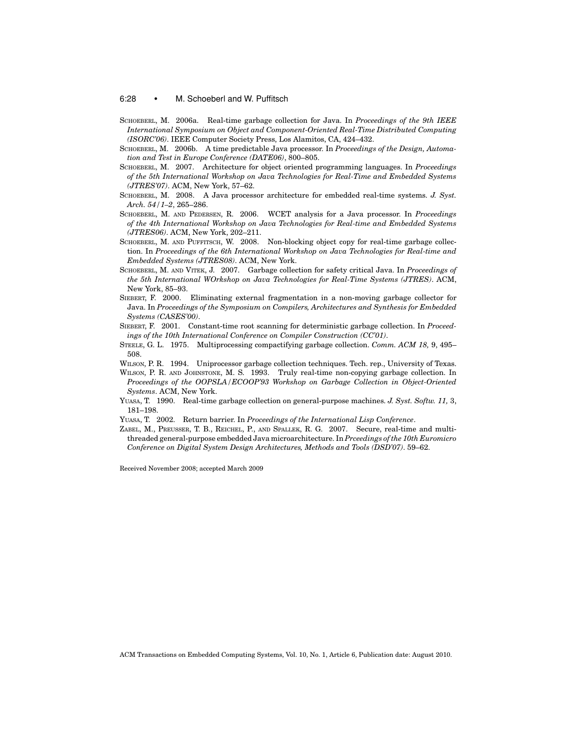SCHOEBERL, M. 2006a. Real-time garbage collection for Java. In *Proceedings of the 9th IEEE International Symposium on Object and Component-Oriented Real-Time Distributed Computing (ISORC'06)*. IEEE Computer Society Press, Los Alamitos, CA, 424–432.

SCHOEBERL, M. 2006b. A time predictable Java processor. In *Proceedings of the Design, Automation and Test in Europe Conference (DATE06)*, 800–805.

SCHOEBERL, M. 2007. Architecture for object oriented programming languages. In *Proceedings of the 5th International Workshop on Java Technologies for Real-Time and Embedded Systems (JTRES'07)*. ACM, New York, 57–62.

SCHOEBERL, M. 2008. A Java processor architecture for embedded real-time systems. *J. Syst. Arch. 54/1–2*, 265–286.

SCHOEBERL, M. AND PEDERSEN, R. 2006. WCET analysis for a Java processor. In *Proceedings of the 4th International Workshop on Java Technologies for Real-time and Embedded Systems (JTRES06)*. ACM, New York, 202–211.

SCHOEBERL, M. AND PUFFITSCH, W. 2008. Non-blocking object copy for real-time garbage collection. In *Proceedings of the 6th International Workshop on Java Technologies for Real-time and Embedded Systems (JTRES08)*. ACM, New York.

SCHOEBERL, M. AND VITEK, J. 2007. Garbage collection for safety critical Java. In *Proceedings of the 5th International WOrkshop on Java Technologies for Real-Time Systems (JTRES)*. ACM, New York, 85–93.

SIEBERT, F. 2000. Eliminating external fragmentation in a non-moving garbage collector for Java. In *Proceedings of the Symposium on Compilers, Architectures and Synthesis for Embedded Systems (CASES'00)*.

SIEBERT, F. 2001. Constant-time root scanning for deterministic garbage collection. In *Proceedings of the 10th International Conference on Compiler Construction (CC'01)*.

STEELE, G. L. 1975. Multiprocessing compactifying garbage collection. *Comm. ACM 18,* 9, 495–508.

WILSON, P. R. 1994. Uniprocessor garbage collection techniques. Tech. rep., University of Texas.

WILSON, P. R. AND JOHNSTONE, M. S. 1993. Truly real-time non-copying garbage collection. In *Proceedings of the OOPSLA/ECOOP'93 Workshop on Garbage Collection in Object-Oriented Systems*. ACM, New York.

YUASA, T. 1990. Real-time garbage collection on general-purpose machines. *J. Syst. Softw. 11,* 3, 181–198.

YUASA, T. 2002. Return barrier. In *Proceedings of the International Lisp Conference*.

ZABEL, M., PREUSSER, T. B., REICHEL, P., AND SPALLEK, R. G. 2007. Secure, real-time and multi-threaded general-purpose embedded Java microarchitecture. In *Prceedings of the 10th Euromicro Conference on Digital System Design Architectures, Methods and Tools (DSD'07)*. 59–62.

Received November 2008; accepted March 2009